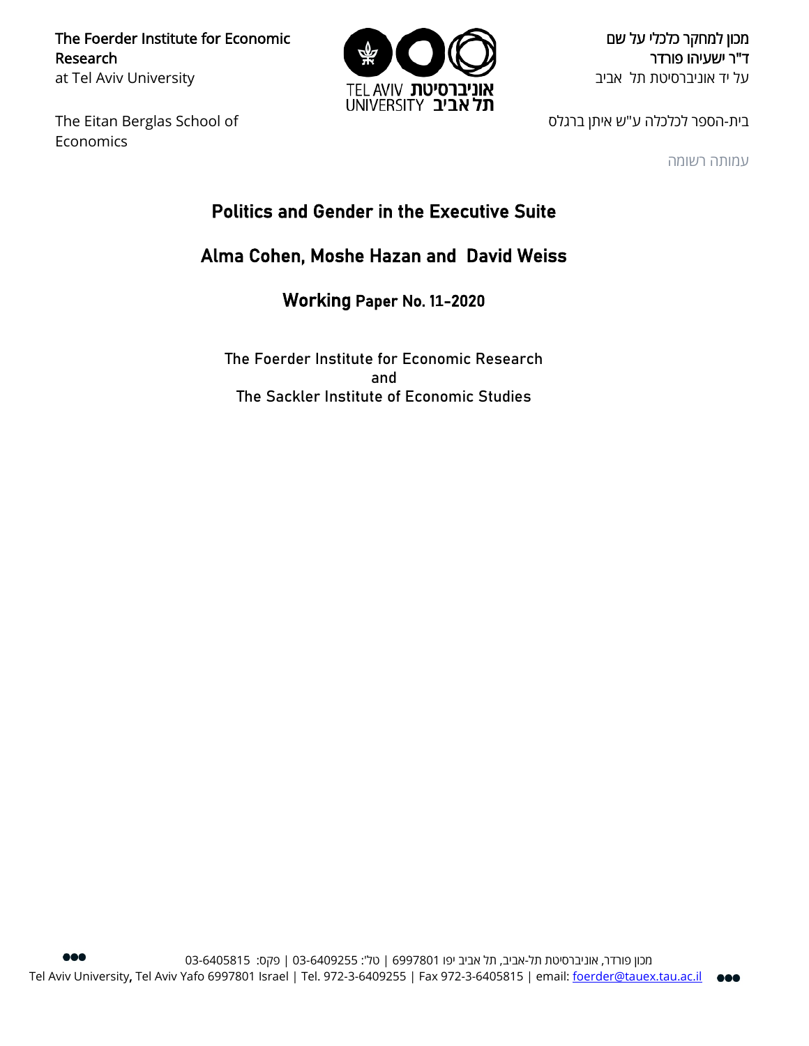The Foerder Institute for Economic Research
at Tel Aviv University

מכון למחקר כלכלי על שם
ד"ר ישעיהו פורדר
על יד אוניברסיטת תל אביב

TEL AVIV UNIVERSITY אוניברסיטת תל אביב

The Eitan Berglas School of Economics

בית-הספר לכלכלה ע"ש איתן ברגלס

עמותה רשומה

# Politics and Gender in the Executive Suite

## Alma Cohen, Moshe Hazan and David Weiss

### Working Paper No. 11-2020

The Foerder Institute for Economic Research
and
The Sackler Institute of Economic Studies

מכון פורדר, אוניברסיטת תל-אביב, תל אביב יפו 6997801 | טל': 03-6409255 | פקס: 03-6405815

Tel Aviv University, Tel Aviv Yafo 6997801 Israel | Tel. 972-3-6409255 | Fax 972-3-6405815 | email: foerder@tauex.tau.ac.il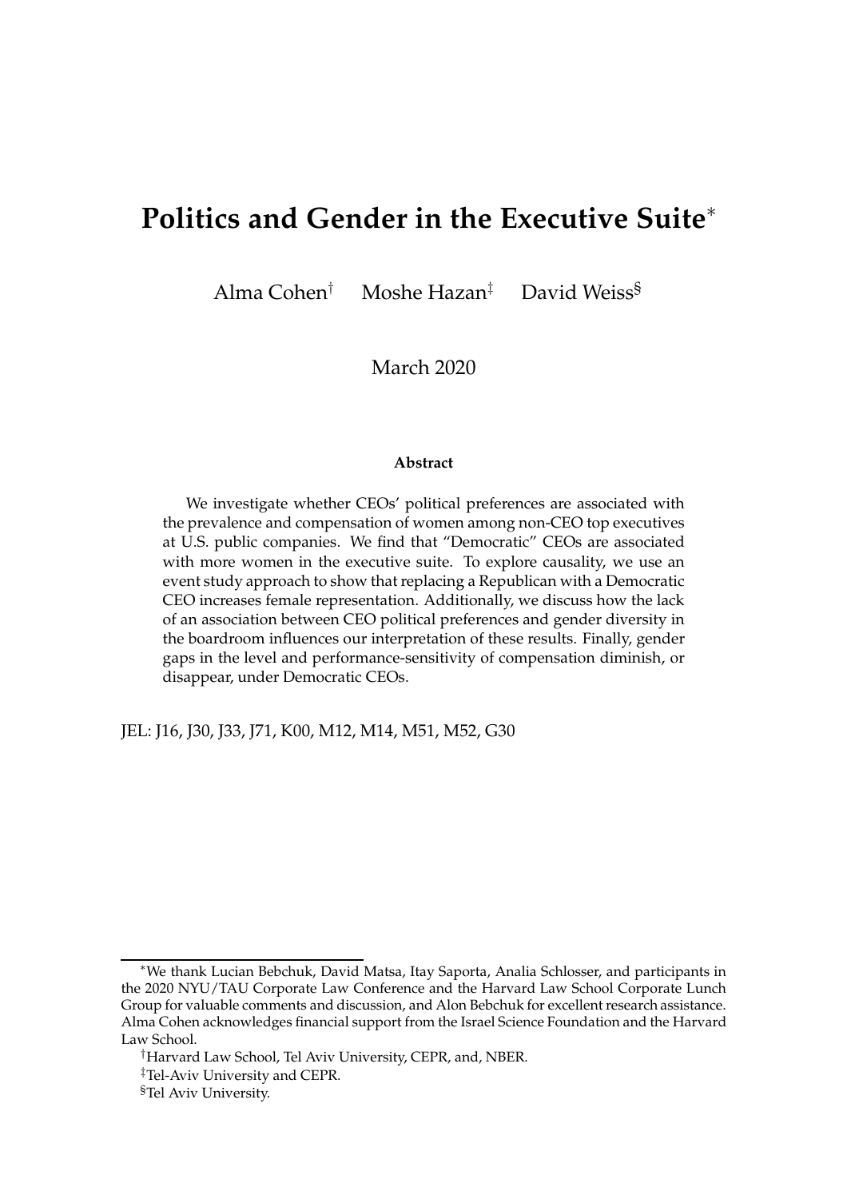# Politics and Gender in the Executive Suite*

Alma Cohen[†] Moshe Hazan[‡] David Weiss[§]

March 2020

**Abstract**

We investigate whether CEOs' political preferences are associated with the prevalence and compensation of women among non-CEO top executives at U.S. public companies. We find that "Democratic" CEOs are associated with more women in the executive suite. To explore causality, we use an event study approach to show that replacing a Republican with a Democratic CEO increases female representation. Additionally, we discuss how the lack of an association between CEO political preferences and gender diversity in the boardroom influences our interpretation of these results. Finally, gender gaps in the level and performance-sensitivity of compensation diminish, or disappear, under Democratic CEOs.

JEL: J16, J30, J33, J71, K00, M12, M14, M51, M52, G30

---

*We thank Lucian Bebchuk, David Matsa, Itay Saporta, Analia Schlosser, and participants in the 2020 NYU/TAU Corporate Law Conference and the Harvard Law School Corporate Lunch Group for valuable comments and discussion, and Alon Bebchuk for excellent research assistance. Alma Cohen acknowledges financial support from the Israel Science Foundation and the Harvard Law School.

[†]Harvard Law School, Tel Aviv University, CEPR, and, NBER.

[‡]Tel-Aviv University and CEPR.

[§]Tel Aviv University.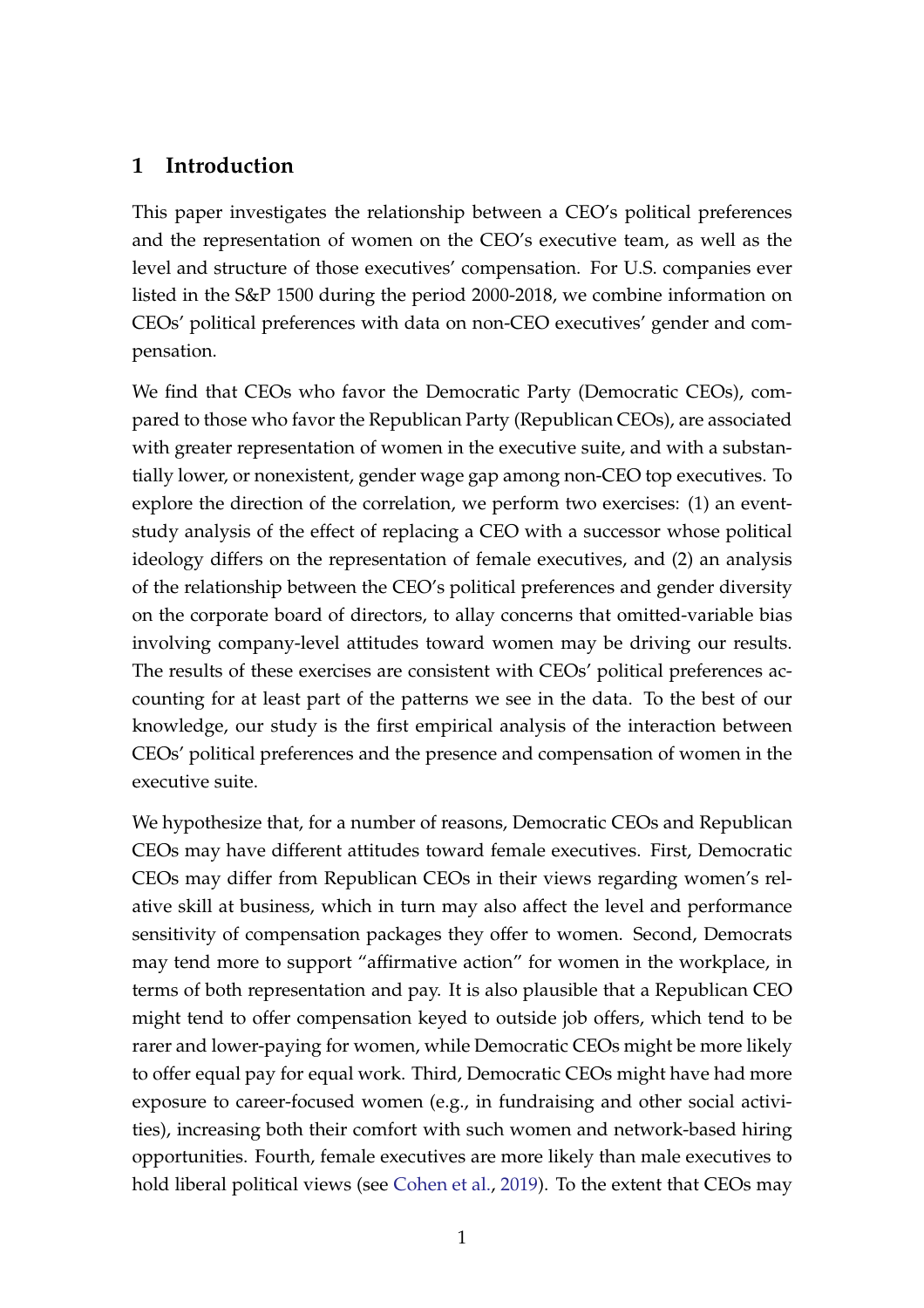# 1 Introduction

This paper investigates the relationship between a CEO's political preferences and the representation of women on the CEO's executive team, as well as the level and structure of those executives' compensation. For U.S. companies ever listed in the S&P 1500 during the period 2000-2018, we combine information on CEOs' political preferences with data on non-CEO executives' gender and compensation.

We find that CEOs who favor the Democratic Party (Democratic CEOs), compared to those who favor the Republican Party (Republican CEOs), are associated with greater representation of women in the executive suite, and with a substantially lower, or nonexistent, gender wage gap among non-CEO top executives. To explore the direction of the correlation, we perform two exercises: (1) an event-study analysis of the effect of replacing a CEO with a successor whose political ideology differs on the representation of female executives, and (2) an analysis of the relationship between the CEO's political preferences and gender diversity on the corporate board of directors, to allay concerns that omitted-variable bias involving company-level attitudes toward women may be driving our results. The results of these exercises are consistent with CEOs' political preferences accounting for at least part of the patterns we see in the data. To the best of our knowledge, our study is the first empirical analysis of the interaction between CEOs' political preferences and the presence and compensation of women in the executive suite.

We hypothesize that, for a number of reasons, Democratic CEOs and Republican CEOs may have different attitudes toward female executives. First, Democratic CEOs may differ from Republican CEOs in their views regarding women's relative skill at business, which in turn may also affect the level and performance sensitivity of compensation packages they offer to women. Second, Democrats may tend more to support "affirmative action" for women in the workplace, in terms of both representation and pay. It is also plausible that a Republican CEO might tend to offer compensation keyed to outside job offers, which tend to be rarer and lower-paying for women, while Democratic CEOs might be more likely to offer equal pay for equal work. Third, Democratic CEOs might have had more exposure to career-focused women (e.g., in fundraising and other social activities), increasing both their comfort with such women and network-based hiring opportunities. Fourth, female executives are more likely than male executives to hold liberal political views (see Cohen et al., 2019). To the extent that CEOs may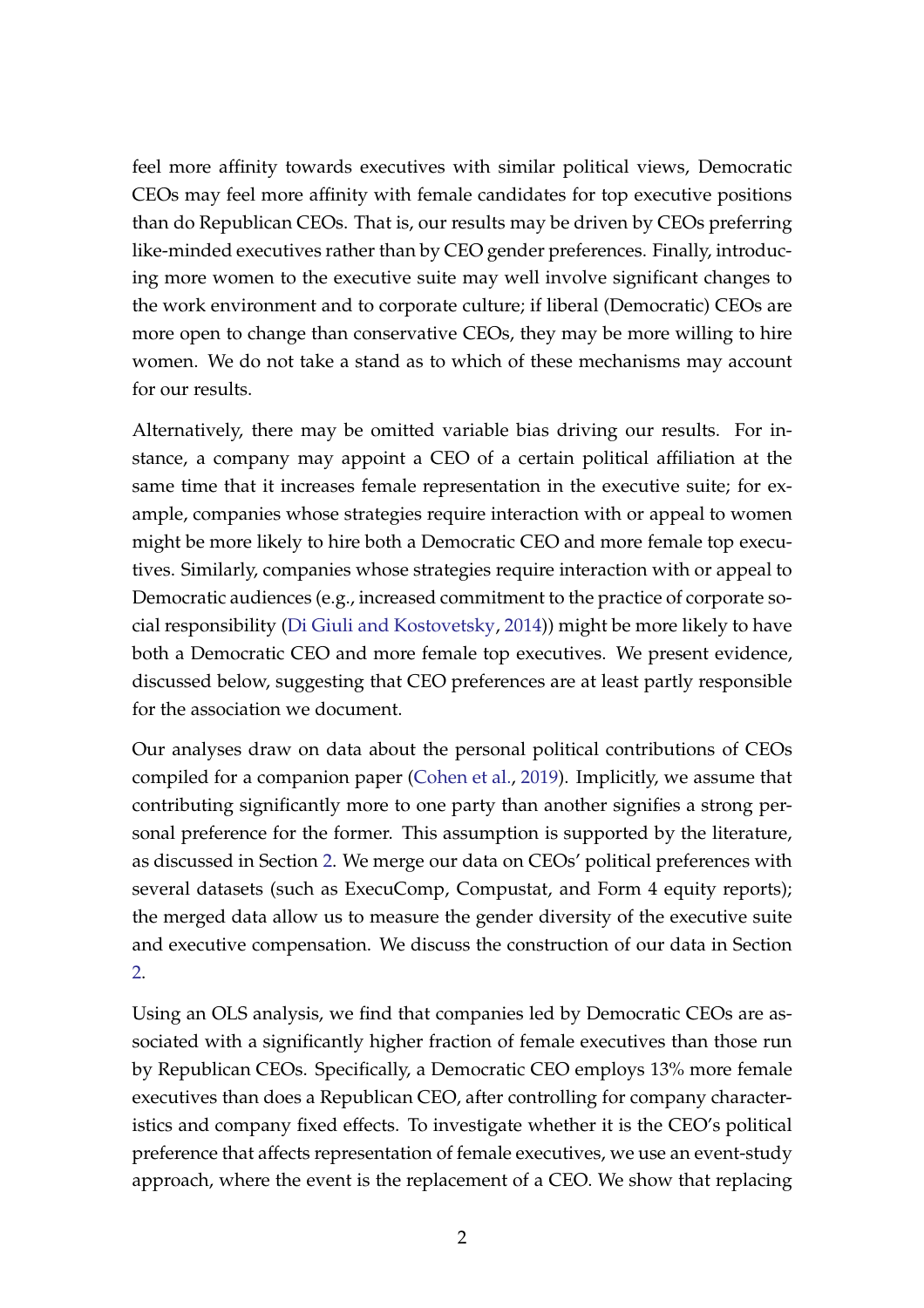feel more affinity towards executives with similar political views, Democratic CEOs may feel more affinity with female candidates for top executive positions than do Republican CEOs. That is, our results may be driven by CEOs preferring like-minded executives rather than by CEO gender preferences. Finally, introducing more women to the executive suite may well involve significant changes to the work environment and to corporate culture; if liberal (Democratic) CEOs are more open to change than conservative CEOs, they may be more willing to hire women. We do not take a stand as to which of these mechanisms may account for our results.

Alternatively, there may be omitted variable bias driving our results. For instance, a company may appoint a CEO of a certain political affiliation at the same time that it increases female representation in the executive suite; for example, companies whose strategies require interaction with or appeal to women might be more likely to hire both a Democratic CEO and more female top executives. Similarly, companies whose strategies require interaction with or appeal to Democratic audiences (e.g., increased commitment to the practice of corporate social responsibility (Di Giuli and Kostovetsky, 2014)) might be more likely to have both a Democratic CEO and more female top executives. We present evidence, discussed below, suggesting that CEO preferences are at least partly responsible for the association we document.

Our analyses draw on data about the personal political contributions of CEOs compiled for a companion paper (Cohen et al., 2019). Implicitly, we assume that contributing significantly more to one party than another signifies a strong personal preference for the former. This assumption is supported by the literature, as discussed in Section 2. We merge our data on CEOs' political preferences with several datasets (such as ExecuComp, Compustat, and Form 4 equity reports); the merged data allow us to measure the gender diversity of the executive suite and executive compensation. We discuss the construction of our data in Section 2.

Using an OLS analysis, we find that companies led by Democratic CEOs are associated with a significantly higher fraction of female executives than those run by Republican CEOs. Specifically, a Democratic CEO employs 13% more female executives than does a Republican CEO, after controlling for company characteristics and company fixed effects. To investigate whether it is the CEO's political preference that affects representation of female executives, we use an event-study approach, where the event is the replacement of a CEO. We show that replacing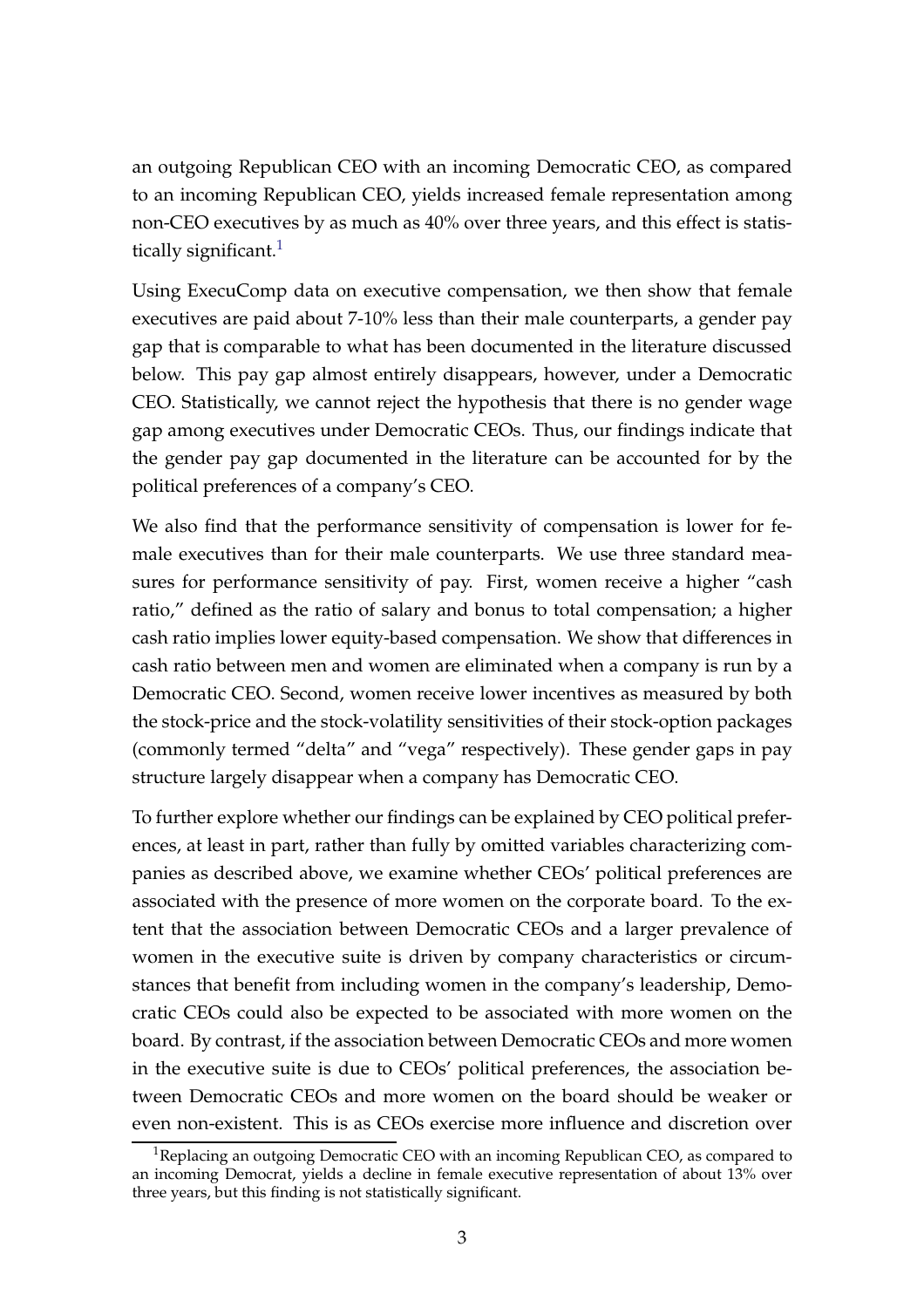an outgoing Republican CEO with an incoming Democratic CEO, as compared to an incoming Republican CEO, yields increased female representation among non-CEO executives by as much as 40% over three years, and this effect is statistically significant.[1]

Using ExecuComp data on executive compensation, we then show that female executives are paid about 7-10% less than their male counterparts, a gender pay gap that is comparable to what has been documented in the literature discussed below. This pay gap almost entirely disappears, however, under a Democratic CEO. Statistically, we cannot reject the hypothesis that there is no gender wage gap among executives under Democratic CEOs. Thus, our findings indicate that the gender pay gap documented in the literature can be accounted for by the political preferences of a company's CEO.

We also find that the performance sensitivity of compensation is lower for female executives than for their male counterparts. We use three standard measures for performance sensitivity of pay. First, women receive a higher "cash ratio," defined as the ratio of salary and bonus to total compensation; a higher cash ratio implies lower equity-based compensation. We show that differences in cash ratio between men and women are eliminated when a company is run by a Democratic CEO. Second, women receive lower incentives as measured by both the stock-price and the stock-volatility sensitivities of their stock-option packages (commonly termed "delta" and "vega" respectively). These gender gaps in pay structure largely disappear when a company has Democratic CEO.

To further explore whether our findings can be explained by CEO political preferences, at least in part, rather than fully by omitted variables characterizing companies as described above, we examine whether CEOs' political preferences are associated with the presence of more women on the corporate board. To the extent that the association between Democratic CEOs and a larger prevalence of women in the executive suite is driven by company characteristics or circumstances that benefit from including women in the company's leadership, Democratic CEOs could also be expected to be associated with more women on the board. By contrast, if the association between Democratic CEOs and more women in the executive suite is due to CEOs' political preferences, the association between Democratic CEOs and more women on the board should be weaker or even non-existent. This is as CEOs exercise more influence and discretion over

[1] Replacing an outgoing Democratic CEO with an incoming Republican CEO, as compared to an incoming Democrat, yields a decline in female executive representation of about 13% over three years, but this finding is not statistically significant.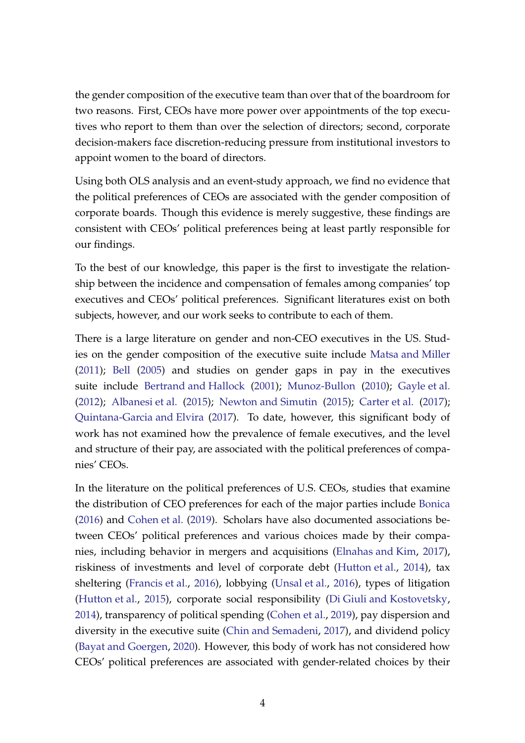the gender composition of the executive team than over that of the boardroom for two reasons. First, CEOs have more power over appointments of the top executives who report to them than over the selection of directors; second, corporate decision-makers face discretion-reducing pressure from institutional investors to appoint women to the board of directors.

Using both OLS analysis and an event-study approach, we find no evidence that the political preferences of CEOs are associated with the gender composition of corporate boards. Though this evidence is merely suggestive, these findings are consistent with CEOs' political preferences being at least partly responsible for our findings.

To the best of our knowledge, this paper is the first to investigate the relationship between the incidence and compensation of females among companies' top executives and CEOs' political preferences. Significant literatures exist on both subjects, however, and our work seeks to contribute to each of them.

There is a large literature on gender and non-CEO executives in the US. Studies on the gender composition of the executive suite include Matsa and Miller (2011); Bell (2005) and studies on gender gaps in pay in the executives suite include Bertrand and Hallock (2001); Munoz-Bullon (2010); Gayle et al. (2012); Albanesi et al. (2015); Newton and Simutin (2015); Carter et al. (2017); Quintana-Garcia and Elvira (2017). To date, however, this significant body of work has not examined how the prevalence of female executives, and the level and structure of their pay, are associated with the political preferences of companies' CEOs.

In the literature on the political preferences of U.S. CEOs, studies that examine the distribution of CEO preferences for each of the major parties include Bonica (2016) and Cohen et al. (2019). Scholars have also documented associations between CEOs' political preferences and various choices made by their companies, including behavior in mergers and acquisitions (Elnahas and Kim, 2017), riskiness of investments and level of corporate debt (Hutton et al., 2014), tax sheltering (Francis et al., 2016), lobbying (Unsal et al., 2016), types of litigation (Hutton et al., 2015), corporate social responsibility (Di Giuli and Kostovetsky, 2014), transparency of political spending (Cohen et al., 2019), pay dispersion and diversity in the executive suite (Chin and Semadeni, 2017), and dividend policy (Bayat and Goergen, 2020). However, this body of work has not considered how CEOs' political preferences are associated with gender-related choices by their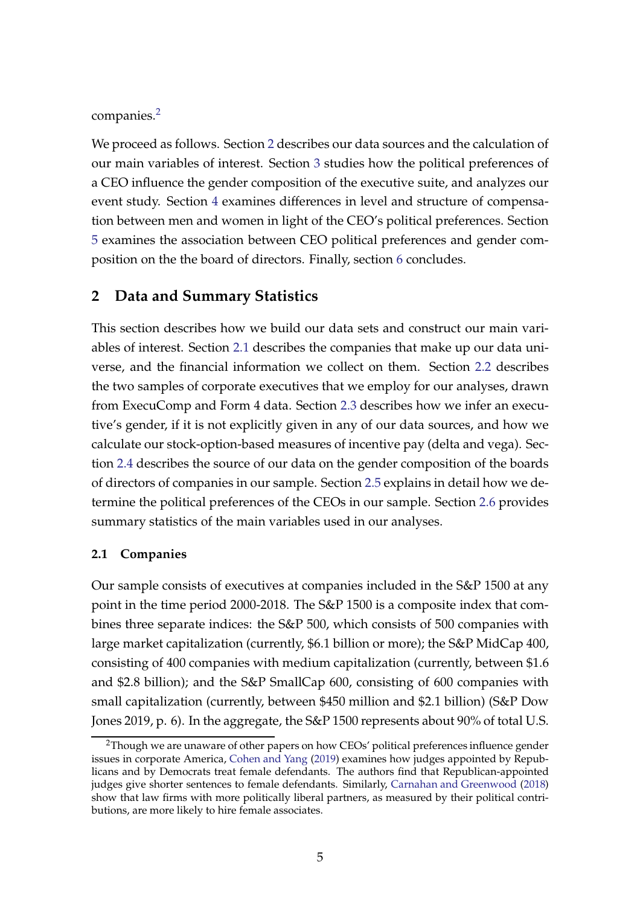companies.[2]

We proceed as follows. Section 2 describes our data sources and the calculation of our main variables of interest. Section 3 studies how the political preferences of a CEO influence the gender composition of the executive suite, and analyzes our event study. Section 4 examines differences in level and structure of compensation between men and women in light of the CEO's political preferences. Section 5 examines the association between CEO political preferences and gender composition on the the board of directors. Finally, section 6 concludes.

## 2 Data and Summary Statistics

This section describes how we build our data sets and construct our main variables of interest. Section 2.1 describes the companies that make up our data universe, and the financial information we collect on them. Section 2.2 describes the two samples of corporate executives that we employ for our analyses, drawn from ExecuComp and Form 4 data. Section 2.3 describes how we infer an executive's gender, if it is not explicitly given in any of our data sources, and how we calculate our stock-option-based measures of incentive pay (delta and vega). Section 2.4 describes the source of our data on the gender composition of the boards of directors of companies in our sample. Section 2.5 explains in detail how we determine the political preferences of the CEOs in our sample. Section 2.6 provides summary statistics of the main variables used in our analyses.

### 2.1 Companies

Our sample consists of executives at companies included in the S&P 1500 at any point in the time period 2000-2018. The S&P 1500 is a composite index that combines three separate indices: the S&P 500, which consists of 500 companies with large market capitalization (currently, $6.1 billion or more); the S&P MidCap 400, consisting of 400 companies with medium capitalization (currently, between $1.6 and $2.8 billion); and the S&P SmallCap 600, consisting of 600 companies with small capitalization (currently, between $450 million and $2.1 billion) (S&P Dow Jones 2019, p. 6). In the aggregate, the S&P 1500 represents about 90% of total U.S.

[2]Though we are unaware of other papers on how CEOs' political preferences influence gender issues in corporate America, Cohen and Yang (2019) examines how judges appointed by Republicans and by Democrats treat female defendants. The authors find that Republican-appointed judges give shorter sentences to female defendants. Similarly, Carnahan and Greenwood (2018) show that law firms with more politically liberal partners, as measured by their political contributions, are more likely to hire female associates.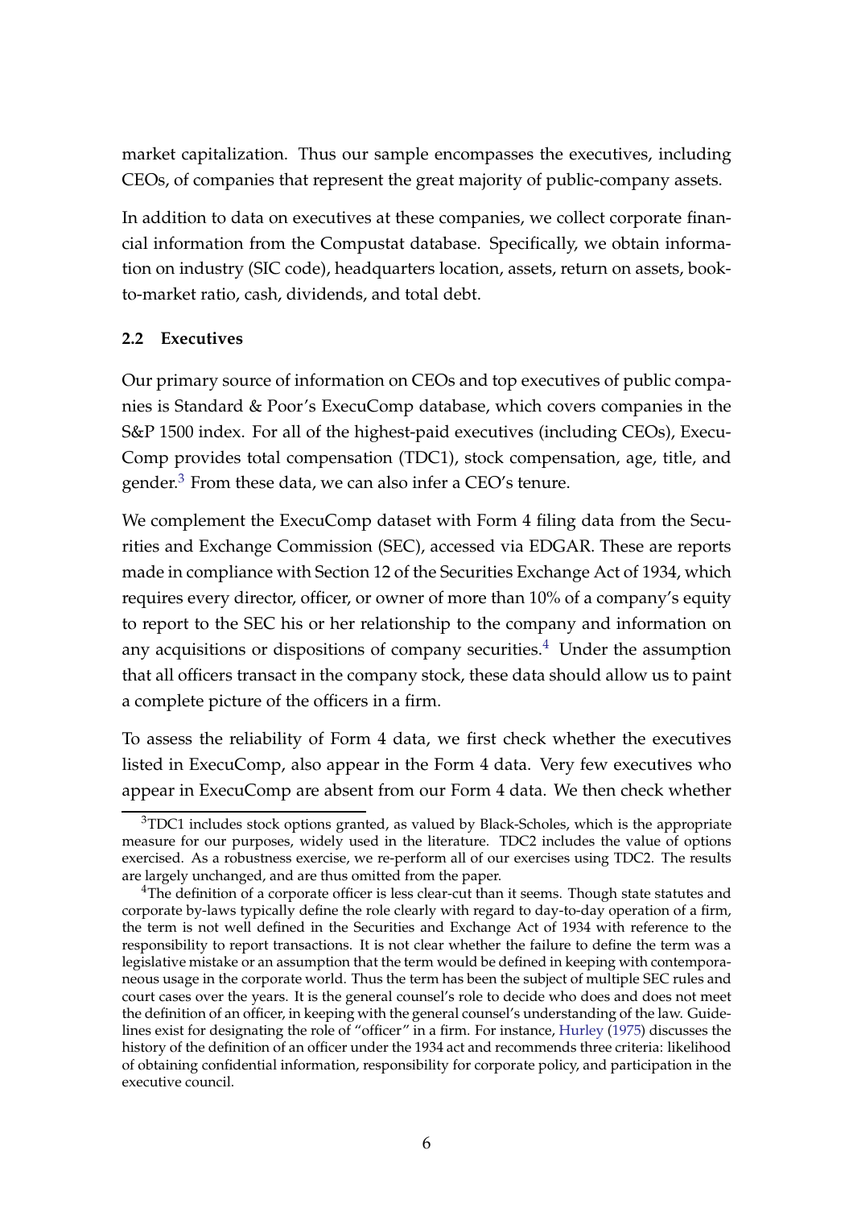market capitalization. Thus our sample encompasses the executives, including CEOs, of companies that represent the great majority of public-company assets.

In addition to data on executives at these companies, we collect corporate financial information from the Compustat database. Specifically, we obtain information on industry (SIC code), headquarters location, assets, return on assets, book-to-market ratio, cash, dividends, and total debt.

### 2.2 Executives

Our primary source of information on CEOs and top executives of public companies is Standard & Poor's ExecuComp database, which covers companies in the S&P 1500 index. For all of the highest-paid executives (including CEOs), ExecuComp provides total compensation (TDC1), stock compensation, age, title, and gender.[3] From these data, we can also infer a CEO's tenure.

We complement the ExecuComp dataset with Form 4 filing data from the Securities and Exchange Commission (SEC), accessed via EDGAR. These are reports made in compliance with Section 12 of the Securities Exchange Act of 1934, which requires every director, officer, or owner of more than 10% of a company's equity to report to the SEC his or her relationship to the company and information on any acquisitions or dispositions of company securities.[4] Under the assumption that all officers transact in the company stock, these data should allow us to paint a complete picture of the officers in a firm.

To assess the reliability of Form 4 data, we first check whether the executives listed in ExecuComp, also appear in the Form 4 data. Very few executives who appear in ExecuComp are absent from our Form 4 data. We then check whether

[3] TDC1 includes stock options granted, as valued by Black-Scholes, which is the appropriate measure for our purposes, widely used in the literature. TDC2 includes the value of options exercised. As a robustness exercise, we re-perform all of our exercises using TDC2. The results are largely unchanged, and are thus omitted from the paper.

[4] The definition of a corporate officer is less clear-cut than it seems. Though state statutes and corporate by-laws typically define the role clearly with regard to day-to-day operation of a firm, the term is not well defined in the Securities and Exchange Act of 1934 with reference to the responsibility to report transactions. It is not clear whether the failure to define the term was a legislative mistake or an assumption that the term would be defined in keeping with contemporaneous usage in the corporate world. Thus the term has been the subject of multiple SEC rules and court cases over the years. It is the general counsel's role to decide who does and does not meet the definition of an officer, in keeping with the general counsel's understanding of the law. Guidelines exist for designating the role of "officer" in a firm. For instance, Hurley (1975) discusses the history of the definition of an officer under the 1934 act and recommends three criteria: likelihood of obtaining confidential information, responsibility for corporate policy, and participation in the executive council.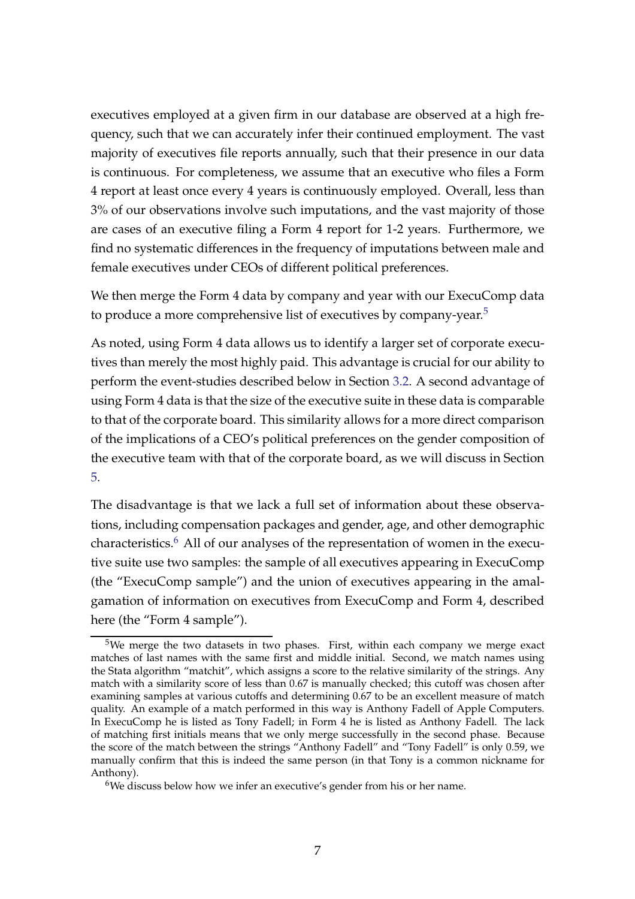executives employed at a given firm in our database are observed at a high frequency, such that we can accurately infer their continued employment. The vast majority of executives file reports annually, such that their presence in our data is continuous. For completeness, we assume that an executive who files a Form 4 report at least once every 4 years is continuously employed. Overall, less than 3% of our observations involve such imputations, and the vast majority of those are cases of an executive filing a Form 4 report for 1-2 years. Furthermore, we find no systematic differences in the frequency of imputations between male and female executives under CEOs of different political preferences.

We then merge the Form 4 data by company and year with our ExecuComp data to produce a more comprehensive list of executives by company-year.[5]

As noted, using Form 4 data allows us to identify a larger set of corporate executives than merely the most highly paid. This advantage is crucial for our ability to perform the event-studies described below in Section 3.2. A second advantage of using Form 4 data is that the size of the executive suite in these data is comparable to that of the corporate board. This similarity allows for a more direct comparison of the implications of a CEO's political preferences on the gender composition of the executive team with that of the corporate board, as we will discuss in Section 5.

The disadvantage is that we lack a full set of information about these observations, including compensation packages and gender, age, and other demographic characteristics.[6] All of our analyses of the representation of women in the executive suite use two samples: the sample of all executives appearing in ExecuComp (the "ExecuComp sample") and the union of executives appearing in the amalgamation of information on executives from ExecuComp and Form 4, described here (the "Form 4 sample").

[5] We merge the two datasets in two phases. First, within each company we merge exact matches of last names with the same first and middle initial. Second, we match names using the Stata algorithm "matchit", which assigns a score to the relative similarity of the strings. Any match with a similarity score of less than 0.67 is manually checked; this cutoff was chosen after examining samples at various cutoffs and determining 0.67 to be an excellent measure of match quality. An example of a match performed in this way is Anthony Fadell of Apple Computers. In ExecuComp he is listed as Tony Fadell; in Form 4 he is listed as Anthony Fadell. The lack of matching first initials means that we only merge successfully in the second phase. Because the score of the match between the strings "Anthony Fadell" and "Tony Fadell" is only 0.59, we manually confirm that this is indeed the same person (in that Tony is a common nickname for Anthony).

[6] We discuss below how we infer an executive's gender from his or her name.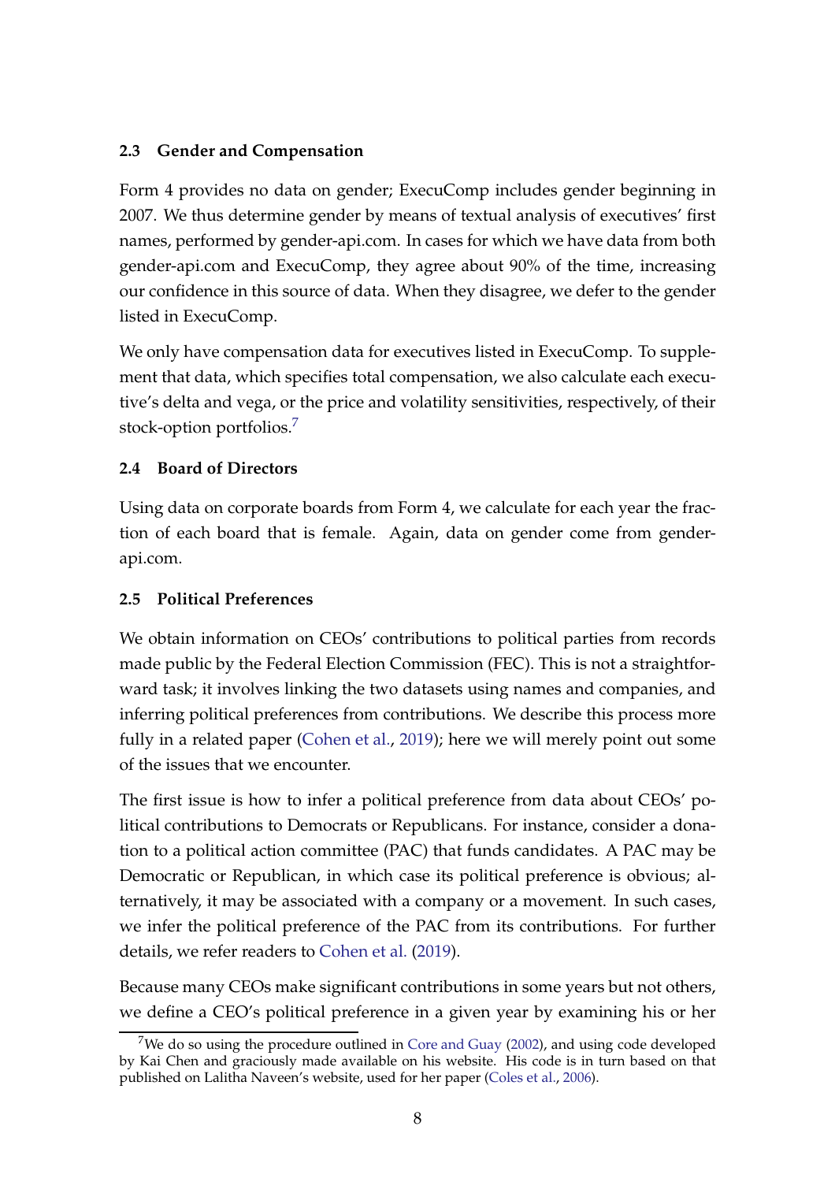### 2.3 Gender and Compensation

Form 4 provides no data on gender; ExecuComp includes gender beginning in 2007. We thus determine gender by means of textual analysis of executives' first names, performed by gender-api.com. In cases for which we have data from both gender-api.com and ExecuComp, they agree about 90% of the time, increasing our confidence in this source of data. When they disagree, we defer to the gender listed in ExecuComp.

We only have compensation data for executives listed in ExecuComp. To supplement that data, which specifies total compensation, we also calculate each executive's delta and vega, or the price and volatility sensitivities, respectively, of their stock-option portfolios.[7]

### 2.4 Board of Directors

Using data on corporate boards from Form 4, we calculate for each year the fraction of each board that is female. Again, data on gender come from gender-api.com.

### 2.5 Political Preferences

We obtain information on CEOs' contributions to political parties from records made public by the Federal Election Commission (FEC). This is not a straightforward task; it involves linking the two datasets using names and companies, and inferring political preferences from contributions. We describe this process more fully in a related paper (Cohen et al., 2019); here we will merely point out some of the issues that we encounter.

The first issue is how to infer a political preference from data about CEOs' political contributions to Democrats or Republicans. For instance, consider a donation to a political action committee (PAC) that funds candidates. A PAC may be Democratic or Republican, in which case its political preference is obvious; alternatively, it may be associated with a company or a movement. In such cases, we infer the political preference of the PAC from its contributions. For further details, we refer readers to Cohen et al. (2019).

Because many CEOs make significant contributions in some years but not others, we define a CEO's political preference in a given year by examining his or her

---

[7] We do so using the procedure outlined in Core and Guay (2002), and using code developed by Kai Chen and graciously made available on his website. His code is in turn based on that published on Lalitha Naveen's website, used for her paper (Coles et al., 2006).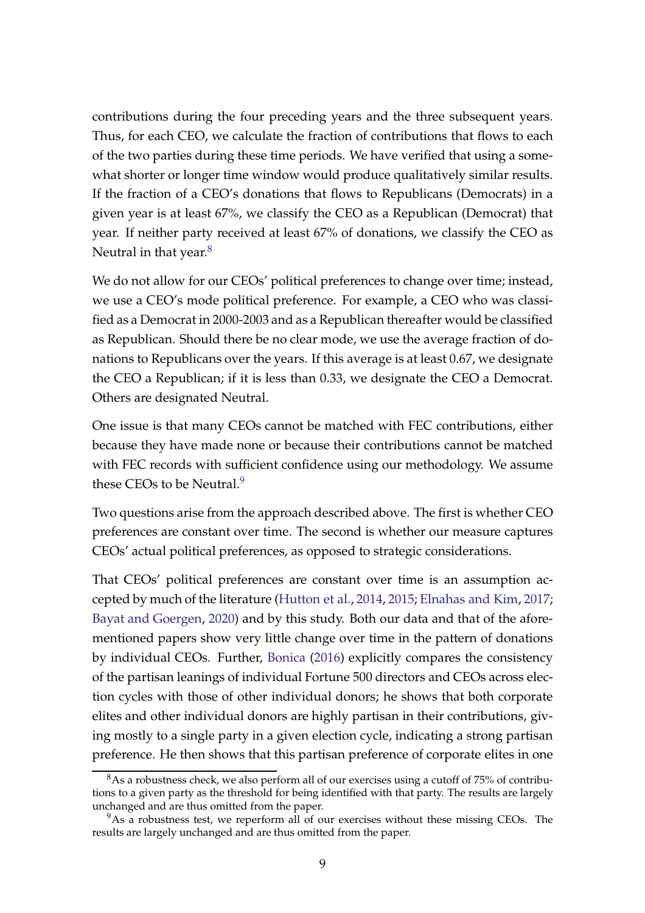contributions during the four preceding years and the three subsequent years. Thus, for each CEO, we calculate the fraction of contributions that flows to each of the two parties during these time periods. We have verified that using a somewhat shorter or longer time window would produce qualitatively similar results. If the fraction of a CEO's donations that flows to Republicans (Democrats) in a given year is at least 67%, we classify the CEO as a Republican (Democrat) that year. If neither party received at least 67% of donations, we classify the CEO as Neutral in that year.[8]

We do not allow for our CEOs' political preferences to change over time; instead, we use a CEO's mode political preference. For example, a CEO who was classified as a Democrat in 2000-2003 and as a Republican thereafter would be classified as Republican. Should there be no clear mode, we use the average fraction of donations to Republicans over the years. If this average is at least 0.67, we designate the CEO a Republican; if it is less than 0.33, we designate the CEO a Democrat. Others are designated Neutral.

One issue is that many CEOs cannot be matched with FEC contributions, either because they have made none or because their contributions cannot be matched with FEC records with sufficient confidence using our methodology. We assume these CEOs to be Neutral.[9]

Two questions arise from the approach described above. The first is whether CEO preferences are constant over time. The second is whether our measure captures CEOs' actual political preferences, as opposed to strategic considerations.

That CEOs' political preferences are constant over time is an assumption accepted by much of the literature (Hutton et al., 2014, 2015; Elnahas and Kim, 2017; Bayat and Goergen, 2020) and by this study. Both our data and that of the aforementioned papers show very little change over time in the pattern of donations by individual CEOs. Further, Bonica (2016) explicitly compares the consistency of the partisan leanings of individual Fortune 500 directors and CEOs across election cycles with those of other individual donors; he shows that both corporate elites and other individual donors are highly partisan in their contributions, giving mostly to a single party in a given election cycle, indicating a strong partisan preference. He then shows that this partisan preference of corporate elites in one

[8] As a robustness check, we also perform all of our exercises using a cutoff of 75% of contributions to a given party as the threshold for being identified with that party. The results are largely unchanged and are thus omitted from the paper.

[9] As a robustness test, we reperform all of our exercises without these missing CEOs. The results are largely unchanged and are thus omitted from the paper.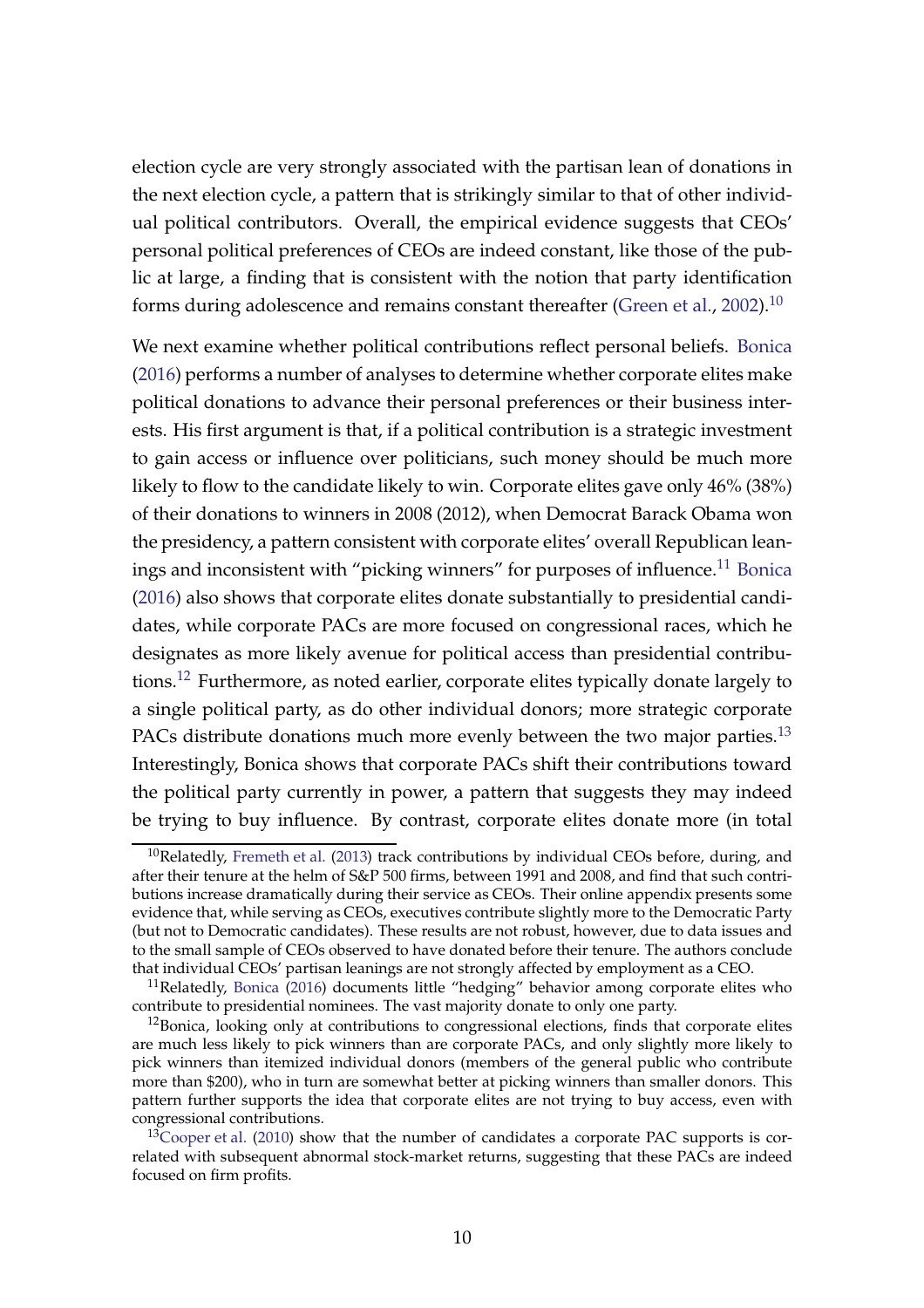election cycle are very strongly associated with the partisan lean of donations in the next election cycle, a pattern that is strikingly similar to that of other individual political contributors. Overall, the empirical evidence suggests that CEOs' personal political preferences of CEOs are indeed constant, like those of the public at large, a finding that is consistent with the notion that party identification forms during adolescence and remains constant thereafter (Green et al., 2002).[10]

We next examine whether political contributions reflect personal beliefs. Bonica (2016) performs a number of analyses to determine whether corporate elites make political donations to advance their personal preferences or their business interests. His first argument is that, if a political contribution is a strategic investment to gain access or influence over politicians, such money should be much more likely to flow to the candidate likely to win. Corporate elites gave only 46% (38%) of their donations to winners in 2008 (2012), when Democrat Barack Obama won the presidency, a pattern consistent with corporate elites' overall Republican leanings and inconsistent with "picking winners" for purposes of influence.[11] Bonica (2016) also shows that corporate elites donate substantially to presidential candidates, while corporate PACs are more focused on congressional races, which he designates as more likely avenue for political access than presidential contributions.[12] Furthermore, as noted earlier, corporate elites typically donate largely to a single political party, as do other individual donors; more strategic corporate PACs distribute donations much more evenly between the two major parties.[13] Interestingly, Bonica shows that corporate PACs shift their contributions toward the political party currently in power, a pattern that suggests they may indeed be trying to buy influence. By contrast, corporate elites donate more (in total

---

[10] Relatedly, Fremeth et al. (2013) track contributions by individual CEOs before, during, and after their tenure at the helm of S&P 500 firms, between 1991 and 2008, and find that such contributions increase dramatically during their service as CEOs. Their online appendix presents some evidence that, while serving as CEOs, executives contribute slightly more to the Democratic Party (but not to Democratic candidates). These results are not robust, however, due to data issues and to the small sample of CEOs observed to have donated before their tenure. The authors conclude that individual CEOs' partisan leanings are not strongly affected by employment as a CEO.

[11] Relatedly, Bonica (2016) documents little "hedging" behavior among corporate elites who contribute to presidential nominees. The vast majority donate to only one party.

[12] Bonica, looking only at contributions to congressional elections, finds that corporate elites are much less likely to pick winners than are corporate PACs, and only slightly more likely to pick winners than itemized individual donors (members of the general public who contribute more than $200), who in turn are somewhat better at picking winners than smaller donors. This pattern further supports the idea that corporate elites are not trying to buy access, even with congressional contributions.

[13] Cooper et al. (2010) show that the number of candidates a corporate PAC supports is correlated with subsequent abnormal stock-market returns, suggesting that these PACs are indeed focused on firm profits.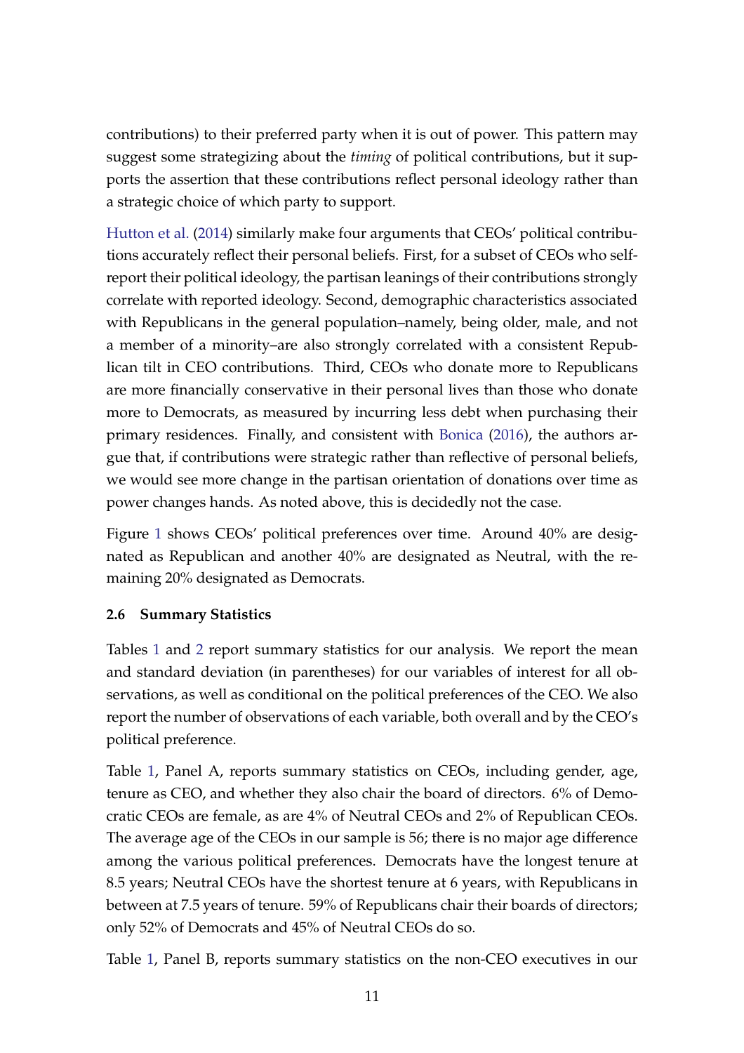contributions) to their preferred party when it is out of power. This pattern may suggest some strategizing about the *timing* of political contributions, but it supports the assertion that these contributions reflect personal ideology rather than a strategic choice of which party to support.

Hutton et al. (2014) similarly make four arguments that CEOs' political contributions accurately reflect their personal beliefs. First, for a subset of CEOs who self-report their political ideology, the partisan leanings of their contributions strongly correlate with reported ideology. Second, demographic characteristics associated with Republicans in the general population–namely, being older, male, and not a member of a minority–are also strongly correlated with a consistent Republican tilt in CEO contributions. Third, CEOs who donate more to Republicans are more financially conservative in their personal lives than those who donate more to Democrats, as measured by incurring less debt when purchasing their primary residences. Finally, and consistent with Bonica (2016), the authors argue that, if contributions were strategic rather than reflective of personal beliefs, we would see more change in the partisan orientation of donations over time as power changes hands. As noted above, this is decidedly not the case.

Figure 1 shows CEOs' political preferences over time. Around 40% are designated as Republican and another 40% are designated as Neutral, with the remaining 20% designated as Democrats.

### 2.6 Summary Statistics

Tables 1 and 2 report summary statistics for our analysis. We report the mean and standard deviation (in parentheses) for our variables of interest for all observations, as well as conditional on the political preferences of the CEO. We also report the number of observations of each variable, both overall and by the CEO's political preference.

Table 1, Panel A, reports summary statistics on CEOs, including gender, age, tenure as CEO, and whether they also chair the board of directors. 6% of Democratic CEOs are female, as are 4% of Neutral CEOs and 2% of Republican CEOs. The average age of the CEOs in our sample is 56; there is no major age difference among the various political preferences. Democrats have the longest tenure at 8.5 years; Neutral CEOs have the shortest tenure at 6 years, with Republicans in between at 7.5 years of tenure. 59% of Republicans chair their boards of directors; only 52% of Democrats and 45% of Neutral CEOs do so.

Table 1, Panel B, reports summary statistics on the non-CEO executives in our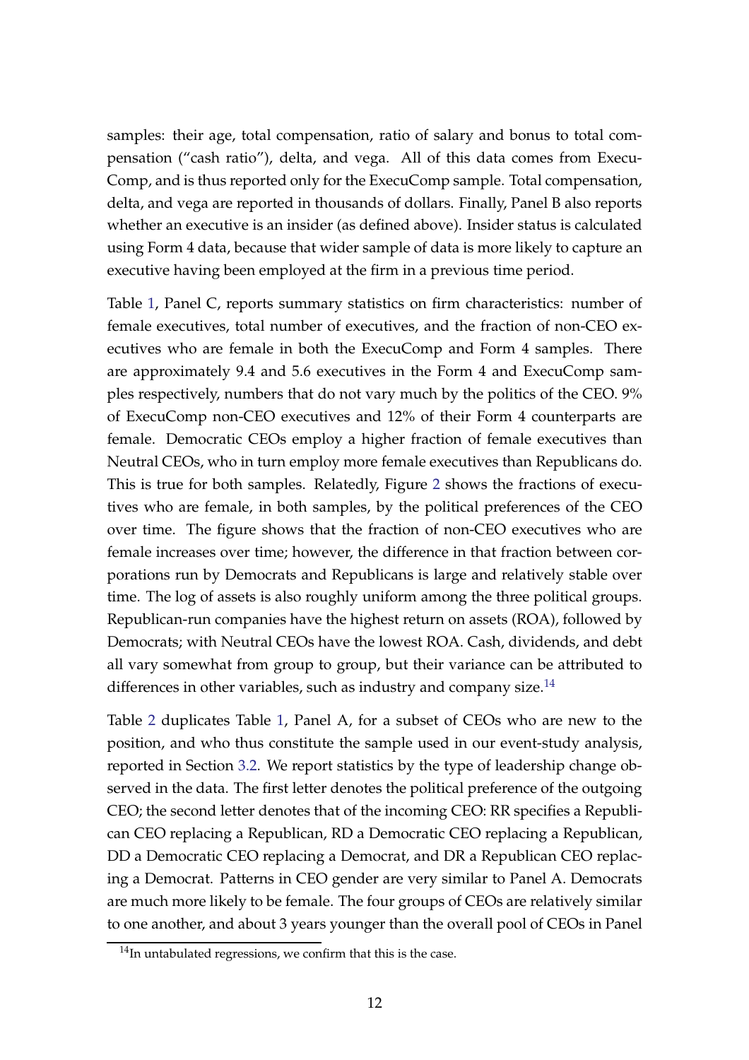samples: their age, total compensation, ratio of salary and bonus to total compensation ("cash ratio"), delta, and vega. All of this data comes from ExecuComp, and is thus reported only for the ExecuComp sample. Total compensation, delta, and vega are reported in thousands of dollars. Finally, Panel B also reports whether an executive is an insider (as defined above). Insider status is calculated using Form 4 data, because that wider sample of data is more likely to capture an executive having been employed at the firm in a previous time period.

Table 1, Panel C, reports summary statistics on firm characteristics: number of female executives, total number of executives, and the fraction of non-CEO executives who are female in both the ExecuComp and Form 4 samples. There are approximately 9.4 and 5.6 executives in the Form 4 and ExecuComp samples respectively, numbers that do not vary much by the politics of the CEO. 9% of ExecuComp non-CEO executives and 12% of their Form 4 counterparts are female. Democratic CEOs employ a higher fraction of female executives than Neutral CEOs, who in turn employ more female executives than Republicans do. This is true for both samples. Relatedly, Figure 2 shows the fractions of executives who are female, in both samples, by the political preferences of the CEO over time. The figure shows that the fraction of non-CEO executives who are female increases over time; however, the difference in that fraction between corporations run by Democrats and Republicans is large and relatively stable over time. The log of assets is also roughly uniform among the three political groups. Republican-run companies have the highest return on assets (ROA), followed by Democrats; with Neutral CEOs have the lowest ROA. Cash, dividends, and debt all vary somewhat from group to group, but their variance can be attributed to differences in other variables, such as industry and company size.[14]

Table 2 duplicates Table 1, Panel A, for a subset of CEOs who are new to the position, and who thus constitute the sample used in our event-study analysis, reported in Section 3.2. We report statistics by the type of leadership change observed in the data. The first letter denotes the political preference of the outgoing CEO; the second letter denotes that of the incoming CEO: RR specifies a Republican CEO replacing a Republican, RD a Democratic CEO replacing a Republican, DD a Democratic CEO replacing a Democrat, and DR a Republican CEO replacing a Democrat. Patterns in CEO gender are very similar to Panel A. Democrats are much more likely to be female. The four groups of CEOs are relatively similar to one another, and about 3 years younger than the overall pool of CEOs in Panel

[14]In untabulated regressions, we confirm that this is the case.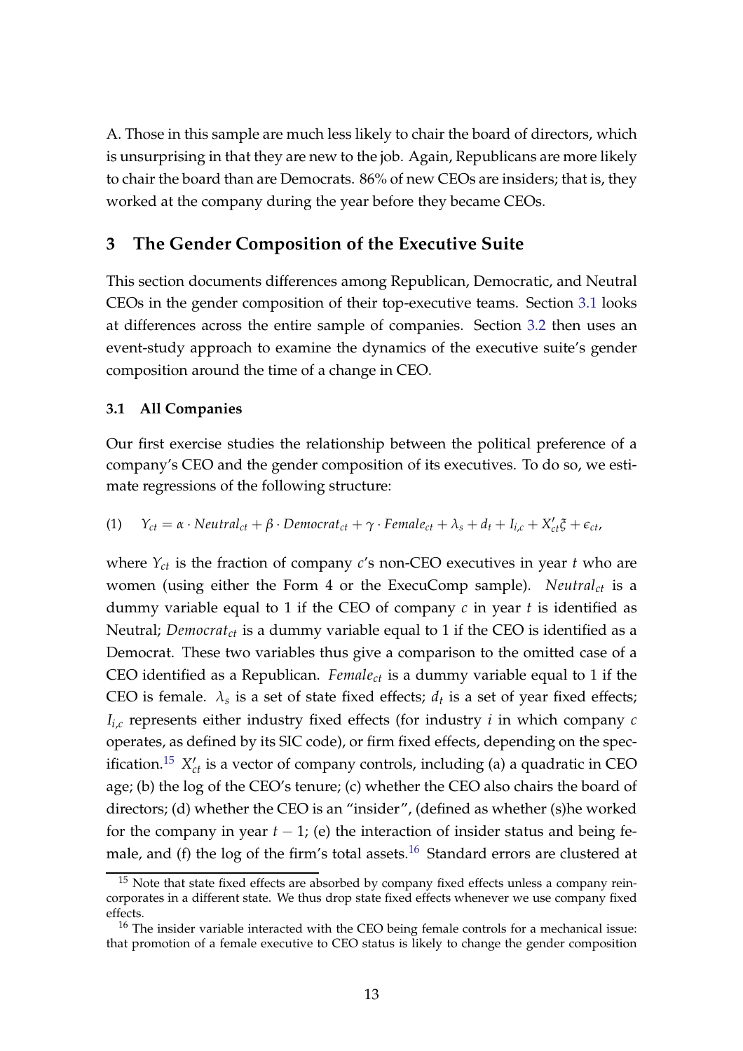A. Those in this sample are much less likely to chair the board of directors, which is unsurprising in that they are new to the job. Again, Republicans are more likely to chair the board than are Democrats. 86% of new CEOs are insiders; that is, they worked at the company during the year before they became CEOs.

## 3 The Gender Composition of the Executive Suite

This section documents differences among Republican, Democratic, and Neutral CEOs in the gender composition of their top-executive teams. Section 3.1 looks at differences across the entire sample of companies. Section 3.2 then uses an event-study approach to examine the dynamics of the executive suite's gender composition around the time of a change in CEO.

### 3.1 All Companies

Our first exercise studies the relationship between the political preference of a company's CEO and the gender composition of its executives. To do so, we estimate regressions of the following structure:

$$(1) \quad Y_{ct} = \alpha \cdot Neutral_{ct} + \beta \cdot Democrat_{ct} + \gamma \cdot Female_{ct} + \lambda_s + d_t + I_{i,c} + X'_{ct}\xi + \epsilon_{ct},$$

where $Y_{ct}$ is the fraction of company $c$'s non-CEO executives in year $t$ who are women (using either the Form 4 or the ExecuComp sample). $Neutral_{ct}$ is a dummy variable equal to 1 if the CEO of company $c$ in year $t$ is identified as Neutral; $Democrat_{ct}$ is a dummy variable equal to 1 if the CEO is identified as a Democrat. These two variables thus give a comparison to the omitted case of a CEO identified as a Republican. $Female_{ct}$ is a dummy variable equal to 1 if the CEO is female. $\lambda_s$ is a set of state fixed effects; $d_t$ is a set of year fixed effects; $I_{i,c}$ represents either industry fixed effects (for industry $i$ in which company $c$ operates, as defined by its SIC code), or firm fixed effects, depending on the specification.[15] $X'_{ct}$ is a vector of company controls, including (a) a quadratic in CEO age; (b) the log of the CEO's tenure; (c) whether the CEO also chairs the board of directors; (d) whether the CEO is an "insider", (defined as whether (s)he worked for the company in year $t-1$; (e) the interaction of insider status and being female, and (f) the log of the firm's total assets.[16] Standard errors are clustered at

[15] Note that state fixed effects are absorbed by company fixed effects unless a company reincorporates in a different state. We thus drop state fixed effects whenever we use company fixed effects.

[16] The insider variable interacted with the CEO being female controls for a mechanical issue: that promotion of a female executive to CEO status is likely to change the gender composition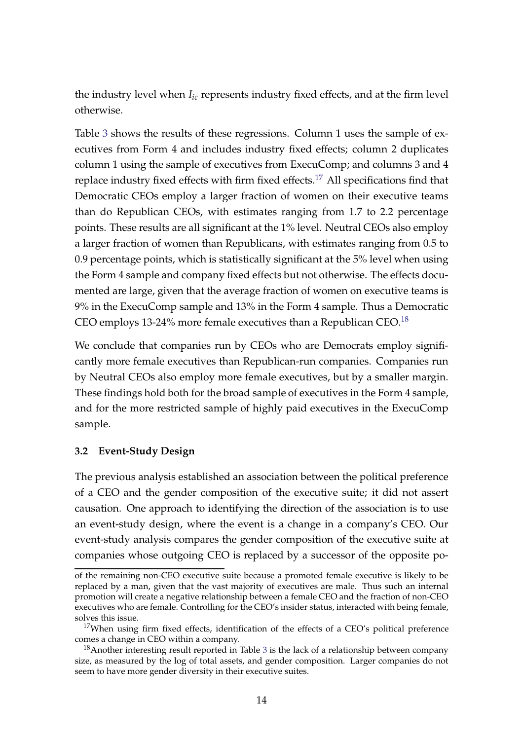the industry level when $I_{ic}$ represents industry fixed effects, and at the firm level otherwise.

Table 3 shows the results of these regressions. Column 1 uses the sample of executives from Form 4 and includes industry fixed effects; column 2 duplicates column 1 using the sample of executives from ExecuComp; and columns 3 and 4 replace industry fixed effects with firm fixed effects.[17] All specifications find that Democratic CEOs employ a larger fraction of women on their executive teams than do Republican CEOs, with estimates ranging from 1.7 to 2.2 percentage points. These results are all significant at the 1% level. Neutral CEOs also employ a larger fraction of women than Republicans, with estimates ranging from 0.5 to 0.9 percentage points, which is statistically significant at the 5% level when using the Form 4 sample and company fixed effects but not otherwise. The effects documented are large, given that the average fraction of women on executive teams is 9% in the ExecuComp sample and 13% in the Form 4 sample. Thus a Democratic CEO employs 13-24% more female executives than a Republican CEO.[18]

We conclude that companies run by CEOs who are Democrats employ significantly more female executives than Republican-run companies. Companies run by Neutral CEOs also employ more female executives, but by a smaller margin. These findings hold both for the broad sample of executives in the Form 4 sample, and for the more restricted sample of highly paid executives in the ExecuComp sample.

### 3.2 Event-Study Design

The previous analysis established an association between the political preference of a CEO and the gender composition of the executive suite; it did not assert causation. One approach to identifying the direction of the association is to use an event-study design, where the event is a change in a company's CEO. Our event-study analysis compares the gender composition of the executive suite at companies whose outgoing CEO is replaced by a successor of the opposite po-

of the remaining non-CEO executive suite because a promoted female executive is likely to be replaced by a man, given that the vast majority of executives are male. Thus such an internal promotion will create a negative relationship between a female CEO and the fraction of non-CEO executives who are female. Controlling for the CEO's insider status, interacted with being female, solves this issue.

[17] When using firm fixed effects, identification of the effects of a CEO's political preference comes a change in CEO within a company.

[18] Another interesting result reported in Table 3 is the lack of a relationship between company size, as measured by the log of total assets, and gender composition. Larger companies do not seem to have more gender diversity in their executive suites.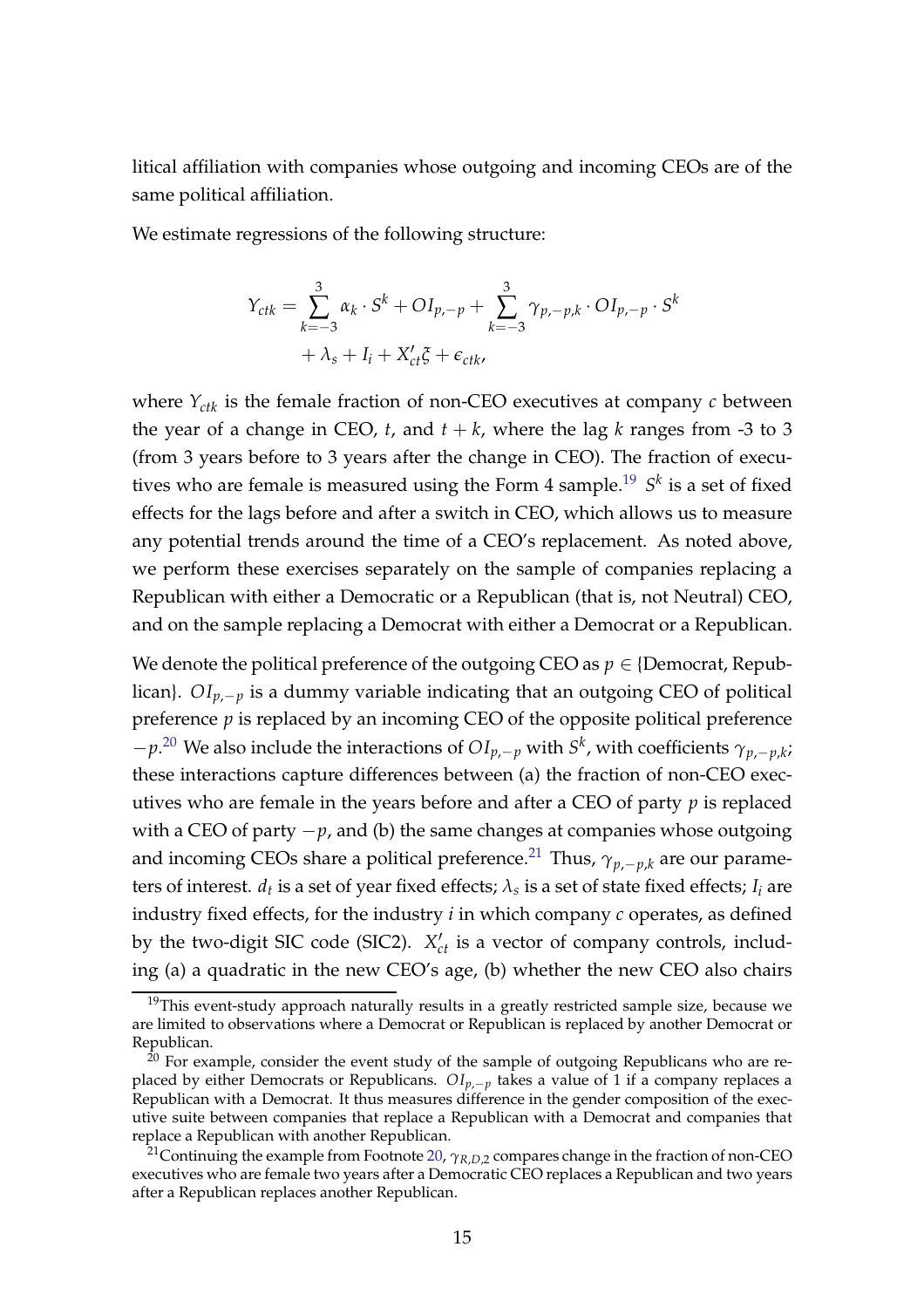litical affiliation with companies whose outgoing and incoming CEOs are of the same political affiliation.

We estimate regressions of the following structure:

$$
\begin{aligned}
Y_{ctk} = \sum_{k=-3}^{3} \alpha_k \cdot S^k + OI_{p,-p} + \sum_{k=-3}^{3} \gamma_{p,-p,k} \cdot OI_{p,-p} \cdot S^k \\
+ \lambda_s + I_i + X'_{ct}\xi + \epsilon_{ctk},
\end{aligned}
$$

where $Y_{ctk}$ is the female fraction of non-CEO executives at company $c$ between the year of a change in CEO, $t$, and $t+k$, where the lag $k$ ranges from -3 to 3 (from 3 years before to 3 years after the change in CEO). The fraction of executives who are female is measured using the Form 4 sample.[19] $S^k$ is a set of fixed effects for the lags before and after a switch in CEO, which allows us to measure any potential trends around the time of a CEO's replacement. As noted above, we perform these exercises separately on the sample of companies replacing a Republican with either a Democratic or a Republican (that is, not Neutral) CEO, and on the sample replacing a Democrat with either a Democrat or a Republican.

We denote the political preference of the outgoing CEO as $p \in$ {Democrat, Republican}. $OI_{p,-p}$ is a dummy variable indicating that an outgoing CEO of political preference $p$ is replaced by an incoming CEO of the opposite political preference $-p$.[20] We also include the interactions of $OI_{p,-p}$ with $S^k$, with coefficients $\gamma_{p,-p,k}$; these interactions capture differences between (a) the fraction of non-CEO executives who are female in the years before and after a CEO of party $p$ is replaced with a CEO of party $-p$, and (b) the same changes at companies whose outgoing and incoming CEOs share a political preference.[21] Thus, $\gamma_{p,-p,k}$ are our parameters of interest. $d_t$ is a set of year fixed effects; $\lambda_s$ is a set of state fixed effects; $I_i$ are industry fixed effects, for the industry $i$ in which company $c$ operates, as defined by the two-digit SIC code (SIC2). $X'_{ct}$ is a vector of company controls, including (a) a quadratic in the new CEO's age, (b) whether the new CEO also chairs

[19] This event-study approach naturally results in a greatly restricted sample size, because we are limited to observations where a Democrat or Republican is replaced by another Democrat or Republican.

[20] For example, consider the event study of the sample of outgoing Republicans who are replaced by either Democrats or Republicans. $OI_{p,-p}$ takes a value of 1 if a company replaces a Republican with a Democrat. It thus measures difference in the gender composition of the executive suite between companies that replace a Republican with a Democrat and companies that replace a Republican with another Republican.

[21] Continuing the example from Footnote 20, $\gamma_{R,D,2}$ compares change in the fraction of non-CEO executives who are female two years after a Democratic CEO replaces a Republican and two years after a Republican replaces another Republican.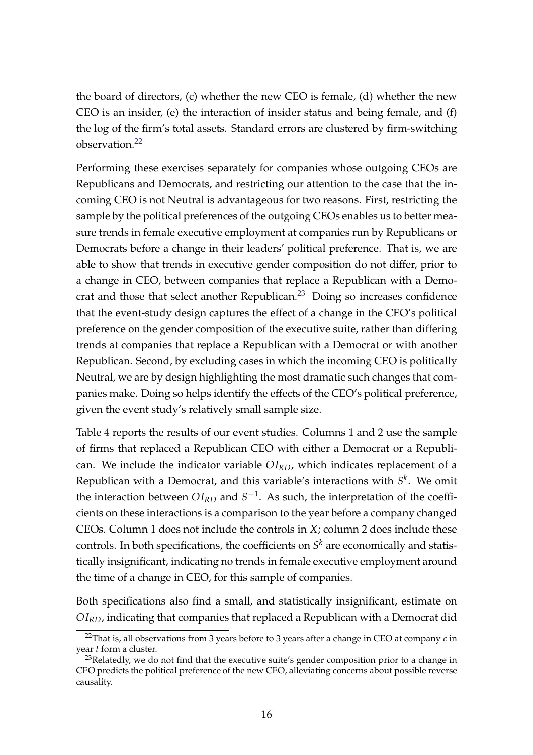the board of directors, (c) whether the new CEO is female, (d) whether the new CEO is an insider, (e) the interaction of insider status and being female, and (f) the log of the firm's total assets. Standard errors are clustered by firm-switching observation.[22]

Performing these exercises separately for companies whose outgoing CEOs are Republicans and Democrats, and restricting our attention to the case that the incoming CEO is not Neutral is advantageous for two reasons. First, restricting the sample by the political preferences of the outgoing CEOs enables us to better measure trends in female executive employment at companies run by Republicans or Democrats before a change in their leaders' political preference. That is, we are able to show that trends in executive gender composition do not differ, prior to a change in CEO, between companies that replace a Republican with a Democrat and those that select another Republican.[23] Doing so increases confidence that the event-study design captures the effect of a change in the CEO's political preference on the gender composition of the executive suite, rather than differing trends at companies that replace a Republican with a Democrat or with another Republican. Second, by excluding cases in which the incoming CEO is politically Neutral, we are by design highlighting the most dramatic such changes that companies make. Doing so helps identify the effects of the CEO's political preference, given the event study's relatively small sample size.

Table 4 reports the results of our event studies. Columns 1 and 2 use the sample of firms that replaced a Republican CEO with either a Democrat or a Republican. We include the indicator variable $OI_{RD}$, which indicates replacement of a Republican with a Democrat, and this variable's interactions with $S^k$. We omit the interaction between $OI_{RD}$ and $S^{-1}$. As such, the interpretation of the coefficients on these interactions is a comparison to the year before a company changed CEOs. Column 1 does not include the controls in $X$; column 2 does include these controls. In both specifications, the coefficients on $S^k$ are economically and statistically insignificant, indicating no trends in female executive employment around the time of a change in CEO, for this sample of companies.

Both specifications also find a small, and statistically insignificant, estimate on $OI_{RD}$, indicating that companies that replaced a Republican with a Democrat did

[22]That is, all observations from 3 years before to 3 years after a change in CEO at company $c$ in year $t$ form a cluster.

[23]Relatedly, we do not find that the executive suite's gender composition prior to a change in CEO predicts the political preference of the new CEO, alleviating concerns about possible reverse causality.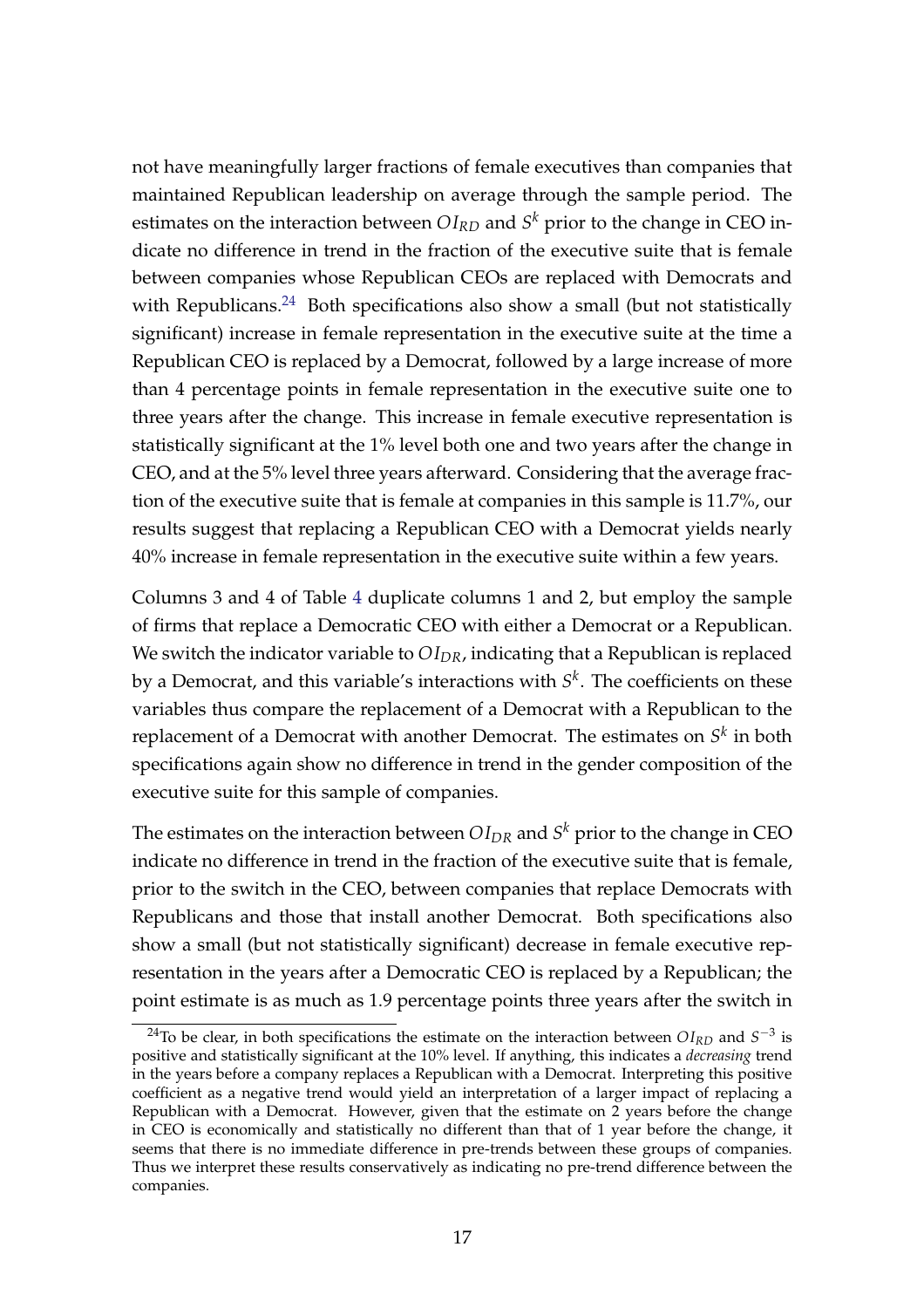not have meaningfully larger fractions of female executives than companies that maintained Republican leadership on average through the sample period. The estimates on the interaction between $OI_{RD}$ and $S^k$ prior to the change in CEO indicate no difference in trend in the fraction of the executive suite that is female between companies whose Republican CEOs are replaced with Democrats and with Republicans.[24] Both specifications also show a small (but not statistically significant) increase in female representation in the executive suite at the time a Republican CEO is replaced by a Democrat, followed by a large increase of more than 4 percentage points in female representation in the executive suite one to three years after the change. This increase in female executive representation is statistically significant at the 1% level both one and two years after the change in CEO, and at the 5% level three years afterward. Considering that the average fraction of the executive suite that is female at companies in this sample is 11.7%, our results suggest that replacing a Republican CEO with a Democrat yields nearly 40% increase in female representation in the executive suite within a few years.

Columns 3 and 4 of Table 4 duplicate columns 1 and 2, but employ the sample of firms that replace a Democratic CEO with either a Democrat or a Republican. We switch the indicator variable to $OI_{DR}$, indicating that a Republican is replaced by a Democrat, and this variable's interactions with $S^k$. The coefficients on these variables thus compare the replacement of a Democrat with a Republican to the replacement of a Democrat with another Democrat. The estimates on $S^k$ in both specifications again show no difference in trend in the gender composition of the executive suite for this sample of companies.

The estimates on the interaction between $OI_{DR}$ and $S^k$ prior to the change in CEO indicate no difference in trend in the fraction of the executive suite that is female, prior to the switch in the CEO, between companies that replace Democrats with Republicans and those that install another Democrat. Both specifications also show a small (but not statistically significant) decrease in female executive representation in the years after a Democratic CEO is replaced by a Republican; the point estimate is as much as 1.9 percentage points three years after the switch in

[24] To be clear, in both specifications the estimate on the interaction between $OI_{RD}$ and $S^{-3}$ is positive and statistically significant at the 10% level. If anything, this indicates a *decreasing* trend in the years before a company replaces a Republican with a Democrat. Interpreting this positive coefficient as a negative trend would yield an interpretation of a larger impact of replacing a Republican with a Democrat. However, given that the estimate on 2 years before the change in CEO is economically and statistically no different than that of 1 year before the change, it seems that there is no immediate difference in pre-trends between these groups of companies. Thus we interpret these results conservatively as indicating no pre-trend difference between the companies.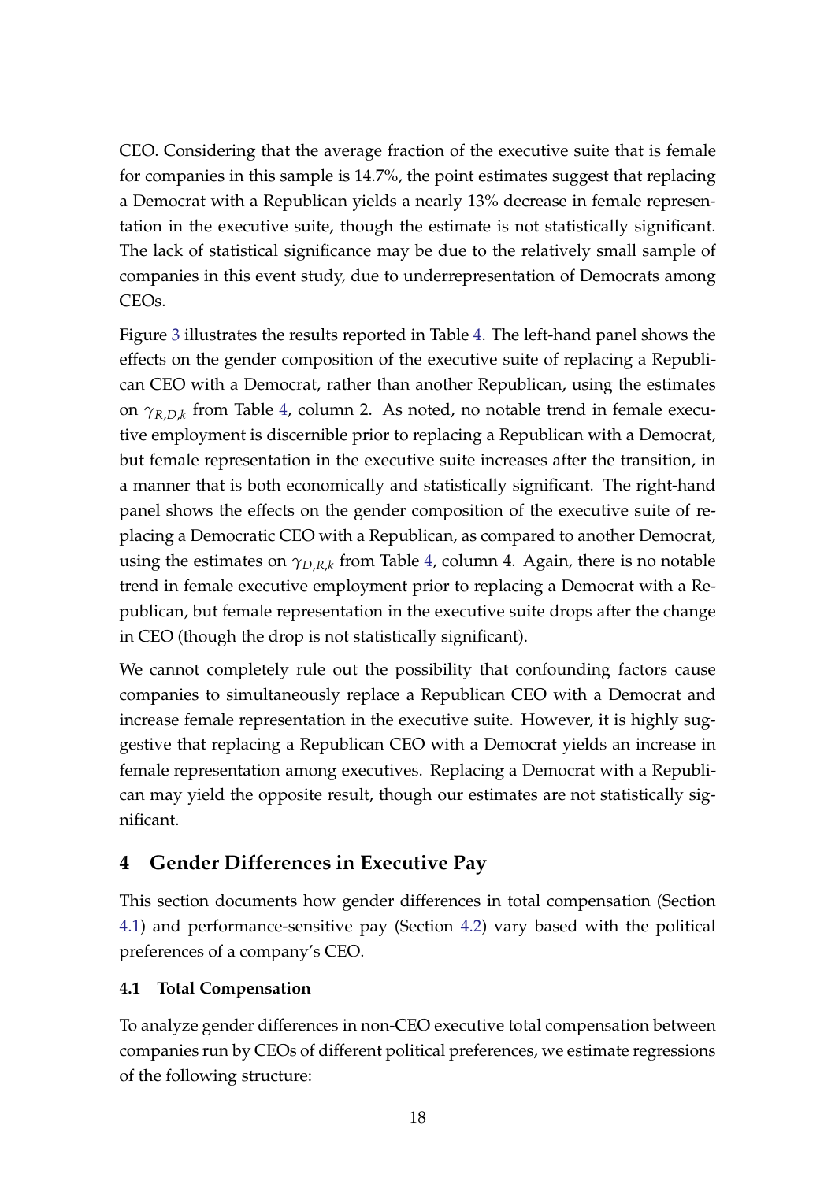CEO. Considering that the average fraction of the executive suite that is female for companies in this sample is 14.7%, the point estimates suggest that replacing a Democrat with a Republican yields a nearly 13% decrease in female representation in the executive suite, though the estimate is not statistically significant. The lack of statistical significance may be due to the relatively small sample of companies in this event study, due to underrepresentation of Democrats among CEOs.

Figure 3 illustrates the results reported in Table 4. The left-hand panel shows the effects on the gender composition of the executive suite of replacing a Republican CEO with a Democrat, rather than another Republican, using the estimates on $\gamma_{R,D,k}$ from Table 4, column 2. As noted, no notable trend in female executive employment is discernible prior to replacing a Republican with a Democrat, but female representation in the executive suite increases after the transition, in a manner that is both economically and statistically significant. The right-hand panel shows the effects on the gender composition of the executive suite of replacing a Democratic CEO with a Republican, as compared to another Democrat, using the estimates on $\gamma_{D,R,k}$ from Table 4, column 4. Again, there is no notable trend in female executive employment prior to replacing a Democrat with a Republican, but female representation in the executive suite drops after the change in CEO (though the drop is not statistically significant).

We cannot completely rule out the possibility that confounding factors cause companies to simultaneously replace a Republican CEO with a Democrat and increase female representation in the executive suite. However, it is highly suggestive that replacing a Republican CEO with a Democrat yields an increase in female representation among executives. Replacing a Democrat with a Republican may yield the opposite result, though our estimates are not statistically significant.

## 4 Gender Differences in Executive Pay

This section documents how gender differences in total compensation (Section 4.1) and performance-sensitive pay (Section 4.2) vary based with the political preferences of a company's CEO.

### 4.1 Total Compensation

To analyze gender differences in non-CEO executive total compensation between companies run by CEOs of different political preferences, we estimate regressions of the following structure: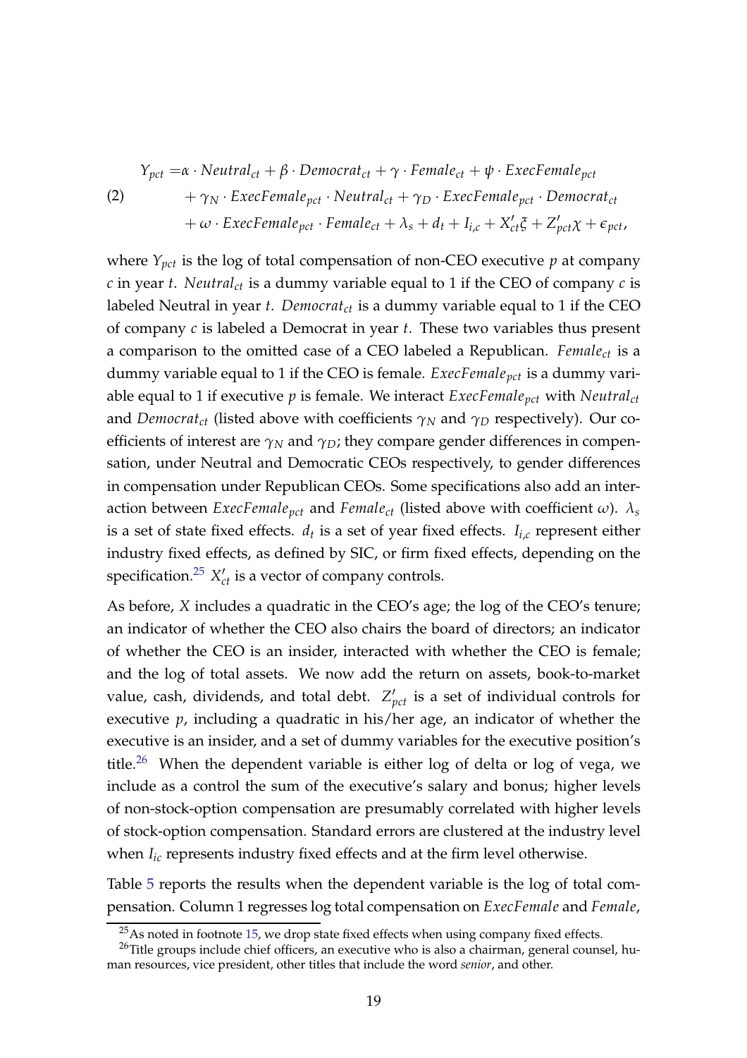$$
\begin{aligned}
Y_{pct} = & \alpha \cdot Neutral_{ct} + \beta \cdot Democrat_{ct} + \gamma \cdot Female_{ct} + \psi \cdot ExecFemale_{pct} \\
& + \gamma_N \cdot ExecFemale_{pct} \cdot Neutral_{ct} + \gamma_D \cdot ExecFemale_{pct} \cdot Democrat_{ct} \\
& + \omega \cdot ExecFemale_{pct} \cdot Female_{ct} + \lambda_s + d_t + I_{i,c} + X'_{ct}\xi + Z'_{pct}\chi + \epsilon_{pct},
\end{aligned} \tag{2}
$$

where $Y_{pct}$ is the log of total compensation of non-CEO executive $p$ at company $c$ in year $t$. $Neutral_{ct}$ is a dummy variable equal to 1 if the CEO of company $c$ is labeled Neutral in year $t$. $Democrat_{ct}$ is a dummy variable equal to 1 if the CEO of company $c$ is labeled a Democrat in year $t$. These two variables thus present a comparison to the omitted case of a CEO labeled a Republican. $Female_{ct}$ is a dummy variable equal to 1 if the CEO is female. $ExecFemale_{pct}$ is a dummy variable equal to 1 if executive $p$ is female. We interact $ExecFemale_{pct}$ with $Neutral_{ct}$ and $Democrat_{ct}$ (listed above with coefficients $\gamma_N$ and $\gamma_D$ respectively). Our coefficients of interest are $\gamma_N$ and $\gamma_D$; they compare gender differences in compensation, under Neutral and Democratic CEOs respectively, to gender differences in compensation under Republican CEOs. Some specifications also add an interaction between $ExecFemale_{pct}$ and $Female_{ct}$ (listed above with coefficient $\omega$). $\lambda_s$ is a set of state fixed effects. $d_t$ is a set of year fixed effects. $I_{i,c}$ represent either industry fixed effects, as defined by SIC, or firm fixed effects, depending on the specification.[25] $X'_{ct}$ is a vector of company controls.

As before, $X$ includes a quadratic in the CEO's age; the log of the CEO's tenure; an indicator of whether the CEO also chairs the board of directors; an indicator of whether the CEO is an insider, interacted with whether the CEO is female; and the log of total assets. We now add the return on assets, book-to-market value, cash, dividends, and total debt. $Z'_{pct}$ is a set of individual controls for executive $p$, including a quadratic in his/her age, an indicator of whether the executive is an insider, and a set of dummy variables for the executive position's title.[26] When the dependent variable is either log of delta or log of vega, we include as a control the sum of the executive's salary and bonus; higher levels of non-stock-option compensation are presumably correlated with higher levels of stock-option compensation. Standard errors are clustered at the industry level when $I_{ic}$ represents industry fixed effects and at the firm level otherwise.

Table 5 reports the results when the dependent variable is the log of total compensation. Column 1 regresses log total compensation on *ExecFemale* and *Female*,

[25] As noted in footnote 15, we drop state fixed effects when using company fixed effects.

[26] Title groups include chief officers, an executive who is also a chairman, general counsel, human resources, vice president, other titles that include the word *senior*, and other.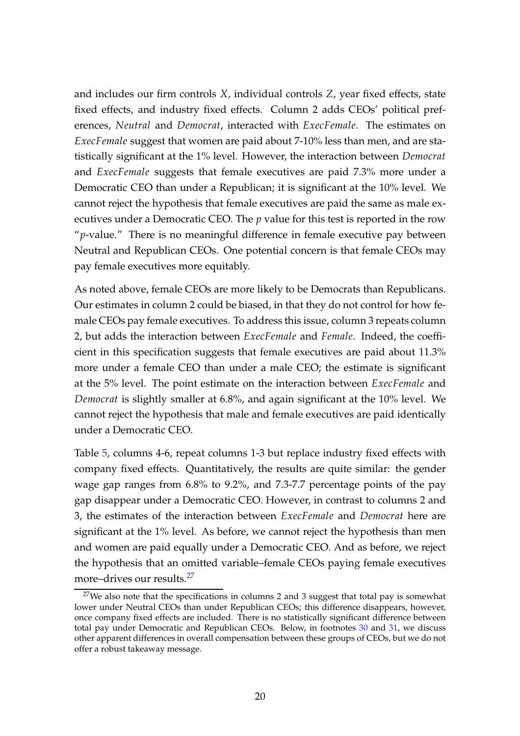and includes our firm controls $X$, individual controls $Z$, year fixed effects, state fixed effects, and industry fixed effects. Column 2 adds CEOs' political preferences, *Neutral* and *Democrat*, interacted with *ExecFemale*. The estimates on *ExecFemale* suggest that women are paid about 7-10% less than men, and are statistically significant at the 1% level. However, the interaction between *Democrat* and *ExecFemale* suggests that female executives are paid 7.3% more under a Democratic CEO than under a Republican; it is significant at the 10% level. We cannot reject the hypothesis that female executives are paid the same as male executives under a Democratic CEO. The $p$ value for this test is reported in the row "$p$-value." There is no meaningful difference in female executive pay between Neutral and Republican CEOs. One potential concern is that female CEOs may pay female executives more equitably.

As noted above, female CEOs are more likely to be Democrats than Republicans. Our estimates in column 2 could be biased, in that they do not control for how female CEOs pay female executives. To address this issue, column 3 repeats column 2, but adds the interaction between *ExecFemale* and *Female*. Indeed, the coefficient in this specification suggests that female executives are paid about 11.3% more under a female CEO than under a male CEO; the estimate is significant at the 5% level. The point estimate on the interaction between *ExecFemale* and *Democrat* is slightly smaller at 6.8%, and again significant at the 10% level. We cannot reject the hypothesis that male and female executives are paid identically under a Democratic CEO.

Table 5, columns 4-6, repeat columns 1-3 but replace industry fixed effects with company fixed effects. Quantitatively, the results are quite similar: the gender wage gap ranges from 6.8% to 9.2%, and 7.3-7.7 percentage points of the pay gap disappear under a Democratic CEO. However, in contrast to columns 2 and 3, the estimates of the interaction between *ExecFemale* and *Democrat* here are significant at the 1% level. As before, we cannot reject the hypothesis than men and women are paid equally under a Democratic CEO. And as before, we reject the hypothesis that an omitted variable–female CEOs paying female executives more–drives our results.[27]

[27] We also note that the specifications in columns 2 and 3 suggest that total pay is somewhat lower under Neutral CEOs than under Republican CEOs; this difference disappears, however, once company fixed effects are included. There is no statistically significant difference between total pay under Democratic and Republican CEOs. Below, in footnotes 30 and 31, we discuss other apparent differences in overall compensation between these groups of CEOs, but we do not offer a robust takeaway message.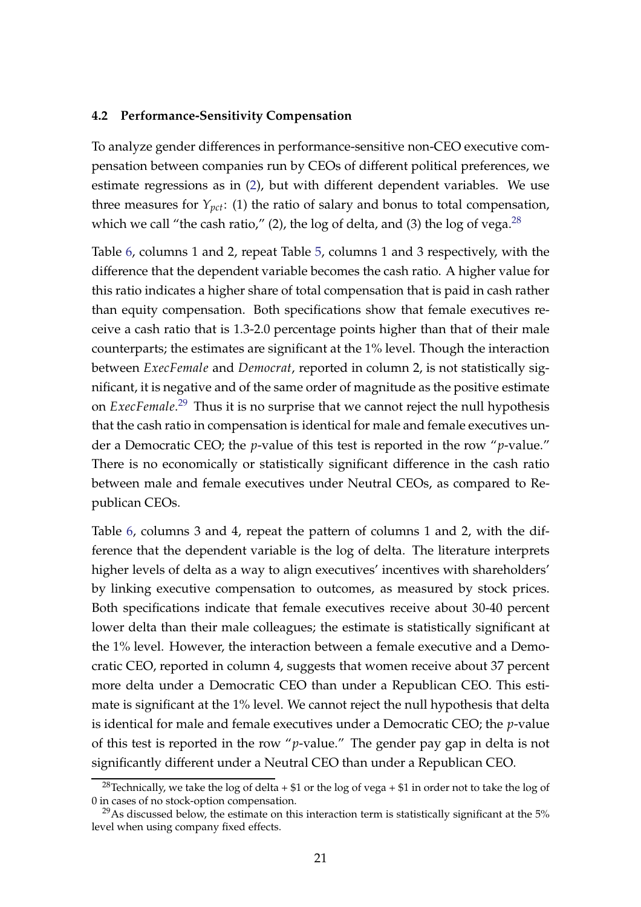### 4.2 Performance-Sensitivity Compensation

To analyze gender differences in performance-sensitive non-CEO executive compensation between companies run by CEOs of different political preferences, we estimate regressions as in (2), but with different dependent variables. We use three measures for $Y_{pct}$: (1) the ratio of salary and bonus to total compensation, which we call "the cash ratio," (2), the log of delta, and (3) the log of vega.[28]

Table 6, columns 1 and 2, repeat Table 5, columns 1 and 3 respectively, with the difference that the dependent variable becomes the cash ratio. A higher value for this ratio indicates a higher share of total compensation that is paid in cash rather than equity compensation. Both specifications show that female executives receive a cash ratio that is 1.3-2.0 percentage points higher than that of their male counterparts; the estimates are significant at the 1% level. Though the interaction between *ExecFemale* and *Democrat*, reported in column 2, is not statistically significant, it is negative and of the same order of magnitude as the positive estimate on *ExecFemale*.[29] Thus it is no surprise that we cannot reject the null hypothesis that the cash ratio in compensation is identical for male and female executives under a Democratic CEO; the *p*-value of this test is reported in the row "*p*-value." There is no economically or statistically significant difference in the cash ratio between male and female executives under Neutral CEOs, as compared to Republican CEOs.

Table 6, columns 3 and 4, repeat the pattern of columns 1 and 2, with the difference that the dependent variable is the log of delta. The literature interprets higher levels of delta as a way to align executives' incentives with shareholders' by linking executive compensation to outcomes, as measured by stock prices. Both specifications indicate that female executives receive about 30-40 percent lower delta than their male colleagues; the estimate is statistically significant at the 1% level. However, the interaction between a female executive and a Democratic CEO, reported in column 4, suggests that women receive about 37 percent more delta under a Democratic CEO than under a Republican CEO. This estimate is significant at the 1% level. We cannot reject the null hypothesis that delta is identical for male and female executives under a Democratic CEO; the *p*-value of this test is reported in the row "*p*-value." The gender pay gap in delta is not significantly different under a Neutral CEO than under a Republican CEO.

[28] Technically, we take the log of delta + \$1 or the log of vega + \$1 in order not to take the log of 0 in cases of no stock-option compensation.

[29] As discussed below, the estimate on this interaction term is statistically significant at the 5% level when using company fixed effects.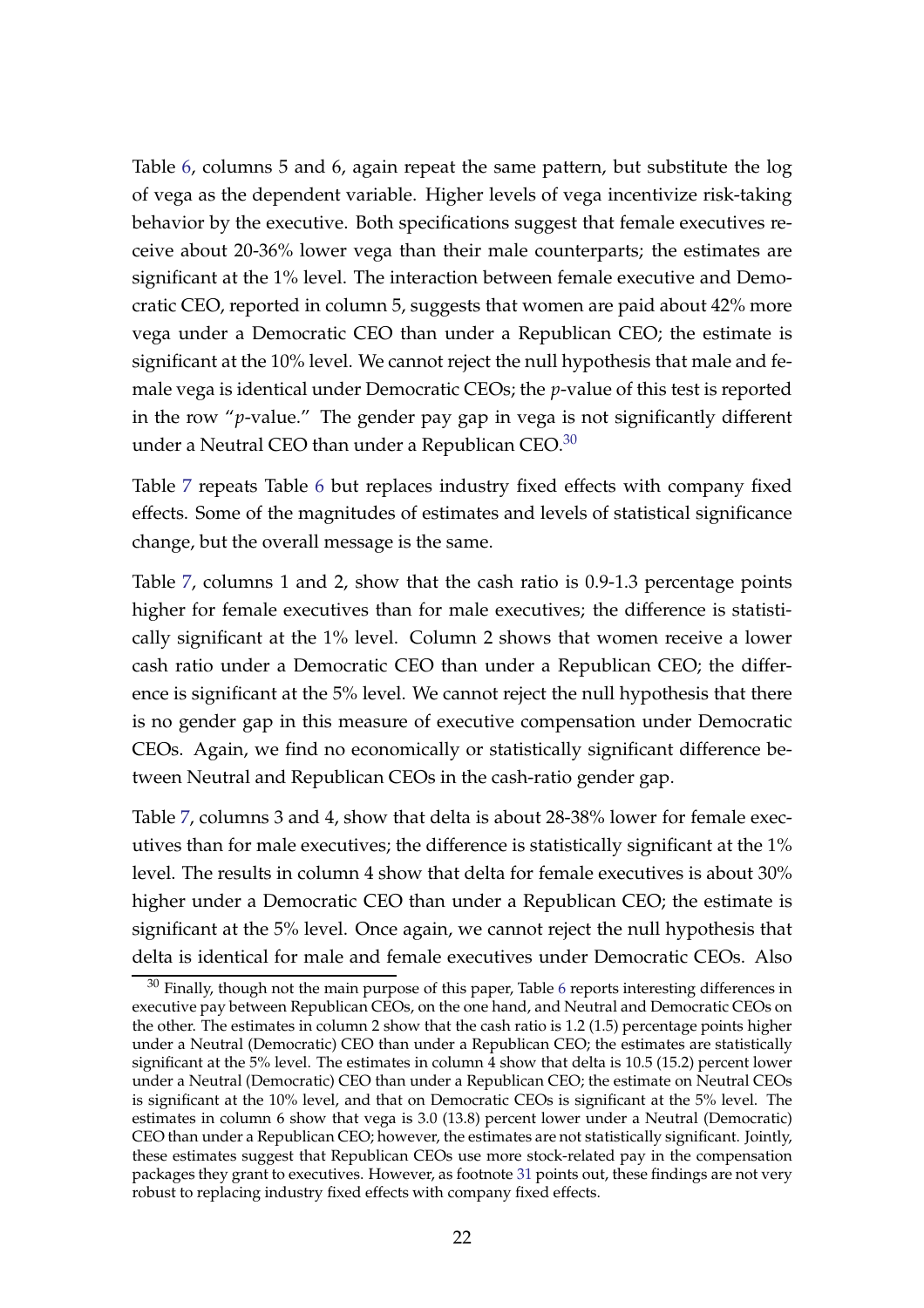Table 6, columns 5 and 6, again repeat the same pattern, but substitute the log of vega as the dependent variable. Higher levels of vega incentivize risk-taking behavior by the executive. Both specifications suggest that female executives receive about 20-36% lower vega than their male counterparts; the estimates are significant at the 1% level. The interaction between female executive and Democratic CEO, reported in column 5, suggests that women are paid about 42% more vega under a Democratic CEO than under a Republican CEO; the estimate is significant at the 10% level. We cannot reject the null hypothesis that male and female vega is identical under Democratic CEOs; the *p*-value of this test is reported in the row "*p*-value." The gender pay gap in vega is not significantly different under a Neutral CEO than under a Republican CEO.[30]

Table 7 repeats Table 6 but replaces industry fixed effects with company fixed effects. Some of the magnitudes of estimates and levels of statistical significance change, but the overall message is the same.

Table 7, columns 1 and 2, show that the cash ratio is 0.9-1.3 percentage points higher for female executives than for male executives; the difference is statistically significant at the 1% level. Column 2 shows that women receive a lower cash ratio under a Democratic CEO than under a Republican CEO; the difference is significant at the 5% level. We cannot reject the null hypothesis that there is no gender gap in this measure of executive compensation under Democratic CEOs. Again, we find no economically or statistically significant difference between Neutral and Republican CEOs in the cash-ratio gender gap.

Table 7, columns 3 and 4, show that delta is about 28-38% lower for female executives than for male executives; the difference is statistically significant at the 1% level. The results in column 4 show that delta for female executives is about 30% higher under a Democratic CEO than under a Republican CEO; the estimate is significant at the 5% level. Once again, we cannot reject the null hypothesis that delta is identical for male and female executives under Democratic CEOs. Also

[30] Finally, though not the main purpose of this paper, Table 6 reports interesting differences in executive pay between Republican CEOs, on the one hand, and Neutral and Democratic CEOs on the other. The estimates in column 2 show that the cash ratio is 1.2 (1.5) percentage points higher under a Neutral (Democratic) CEO than under a Republican CEO; the estimates are statistically significant at the 5% level. The estimates in column 4 show that delta is 10.5 (15.2) percent lower under a Neutral (Democratic) CEO than under a Republican CEO; the estimate on Neutral CEOs is significant at the 10% level, and that on Democratic CEOs is significant at the 5% level. The estimates in column 6 show that vega is 3.0 (13.8) percent lower under a Neutral (Democratic) CEO than under a Republican CEO; however, the estimates are not statistically significant. Jointly, these estimates suggest that Republican CEOs use more stock-related pay in the compensation packages they grant to executives. However, as footnote 31 points out, these findings are not very robust to replacing industry fixed effects with company fixed effects.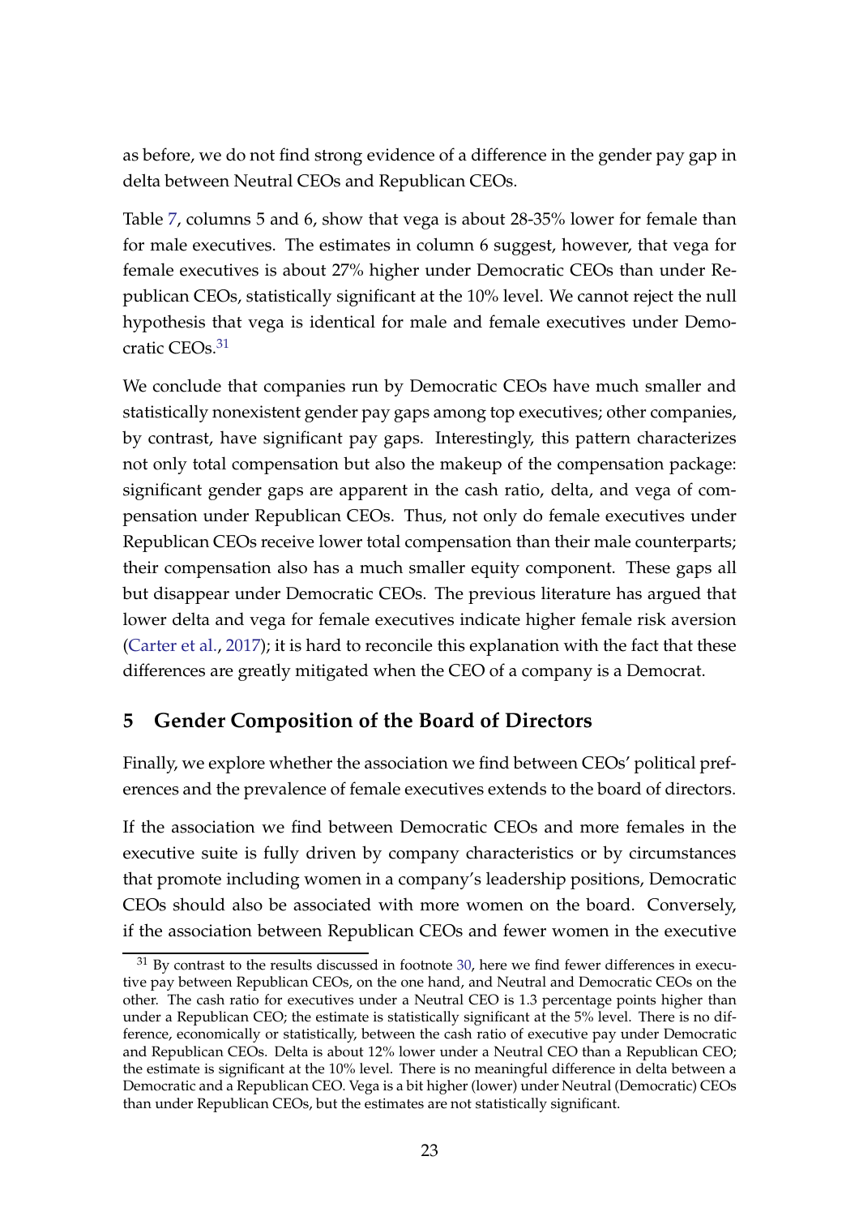as before, we do not find strong evidence of a difference in the gender pay gap in delta between Neutral CEOs and Republican CEOs.

Table 7, columns 5 and 6, show that vega is about 28-35% lower for female than for male executives. The estimates in column 6 suggest, however, that vega for female executives is about 27% higher under Democratic CEOs than under Republican CEOs, statistically significant at the 10% level. We cannot reject the null hypothesis that vega is identical for male and female executives under Democratic CEOs.[31]

We conclude that companies run by Democratic CEOs have much smaller and statistically nonexistent gender pay gaps among top executives; other companies, by contrast, have significant pay gaps. Interestingly, this pattern characterizes not only total compensation but also the makeup of the compensation package: significant gender gaps are apparent in the cash ratio, delta, and vega of compensation under Republican CEOs. Thus, not only do female executives under Republican CEOs receive lower total compensation than their male counterparts; their compensation also has a much smaller equity component. These gaps all but disappear under Democratic CEOs. The previous literature has argued that lower delta and vega for female executives indicate higher female risk aversion (Carter et al., 2017); it is hard to reconcile this explanation with the fact that these differences are greatly mitigated when the CEO of a company is a Democrat.

## 5 Gender Composition of the Board of Directors

Finally, we explore whether the association we find between CEOs' political preferences and the prevalence of female executives extends to the board of directors.

If the association we find between Democratic CEOs and more females in the executive suite is fully driven by company characteristics or by circumstances that promote including women in a company's leadership positions, Democratic CEOs should also be associated with more women on the board. Conversely, if the association between Republican CEOs and fewer women in the executive

[31] By contrast to the results discussed in footnote 30, here we find fewer differences in executive pay between Republican CEOs, on the one hand, and Neutral and Democratic CEOs on the other. The cash ratio for executives under a Neutral CEO is 1.3 percentage points higher than under a Republican CEO; the estimate is statistically significant at the 5% level. There is no difference, economically or statistically, between the cash ratio of executive pay under Democratic and Republican CEOs. Delta is about 12% lower under a Neutral CEO than a Republican CEO; the estimate is significant at the 10% level. There is no meaningful difference in delta between a Democratic and a Republican CEO. Vega is a bit higher (lower) under Neutral (Democratic) CEOs than under Republican CEOs, but the estimates are not statistically significant.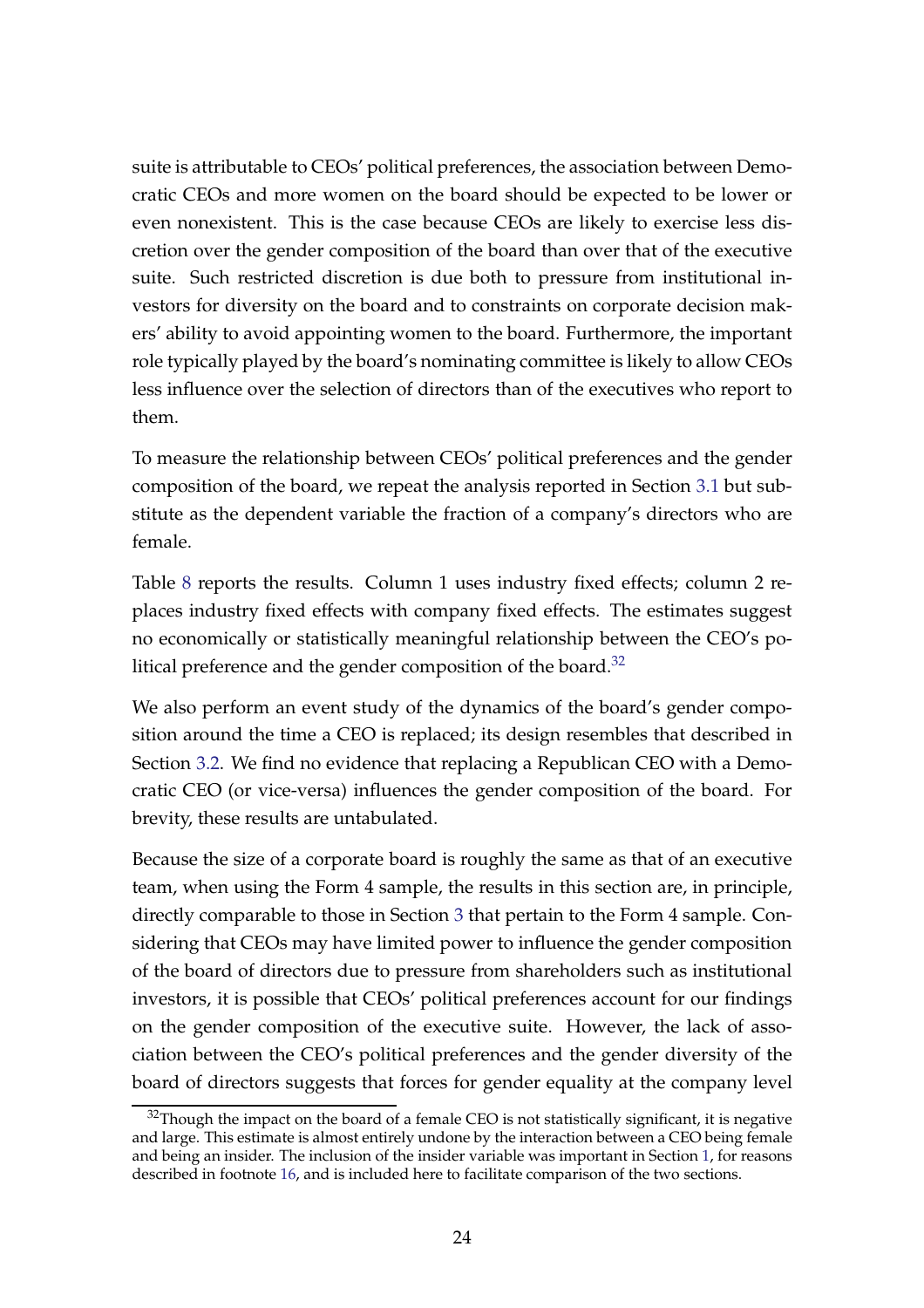suite is attributable to CEOs' political preferences, the association between Democratic CEOs and more women on the board should be expected to be lower or even nonexistent. This is the case because CEOs are likely to exercise less discretion over the gender composition of the board than over that of the executive suite. Such restricted discretion is due both to pressure from institutional investors for diversity on the board and to constraints on corporate decision makers' ability to avoid appointing women to the board. Furthermore, the important role typically played by the board's nominating committee is likely to allow CEOs less influence over the selection of directors than of the executives who report to them.

To measure the relationship between CEOs' political preferences and the gender composition of the board, we repeat the analysis reported in Section 3.1 but substitute as the dependent variable the fraction of a company's directors who are female.

Table 8 reports the results. Column 1 uses industry fixed effects; column 2 replaces industry fixed effects with company fixed effects. The estimates suggest no economically or statistically meaningful relationship between the CEO's political preference and the gender composition of the board.[32]

We also perform an event study of the dynamics of the board's gender composition around the time a CEO is replaced; its design resembles that described in Section 3.2. We find no evidence that replacing a Republican CEO with a Democratic CEO (or vice-versa) influences the gender composition of the board. For brevity, these results are untabulated.

Because the size of a corporate board is roughly the same as that of an executive team, when using the Form 4 sample, the results in this section are, in principle, directly comparable to those in Section 3 that pertain to the Form 4 sample. Considering that CEOs may have limited power to influence the gender composition of the board of directors due to pressure from shareholders such as institutional investors, it is possible that CEOs' political preferences account for our findings on the gender composition of the executive suite. However, the lack of association between the CEO's political preferences and the gender diversity of the board of directors suggests that forces for gender equality at the company level

[32] Though the impact on the board of a female CEO is not statistically significant, it is negative and large. This estimate is almost entirely undone by the interaction between a CEO being female and being an insider. The inclusion of the insider variable was important in Section 1, for reasons described in footnote 16, and is included here to facilitate comparison of the two sections.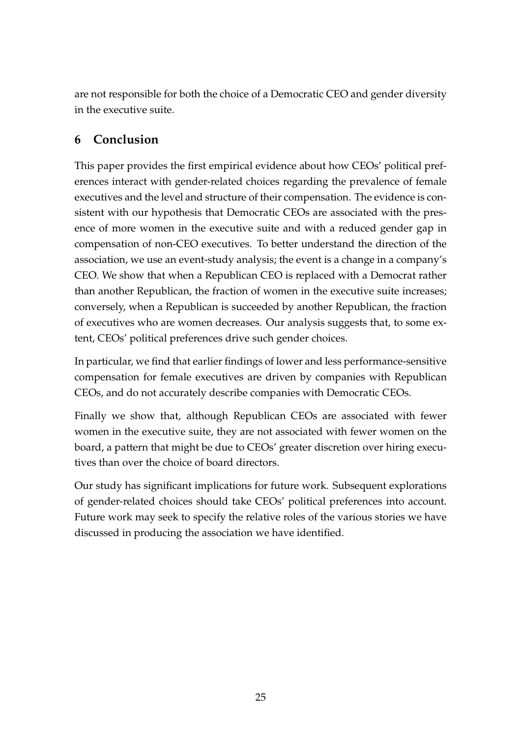are not responsible for both the choice of a Democratic CEO and gender diversity in the executive suite.

## 6 Conclusion

This paper provides the first empirical evidence about how CEOs' political preferences interact with gender-related choices regarding the prevalence of female executives and the level and structure of their compensation. The evidence is consistent with our hypothesis that Democratic CEOs are associated with the presence of more women in the executive suite and with a reduced gender gap in compensation of non-CEO executives. To better understand the direction of the association, we use an event-study analysis; the event is a change in a company's CEO. We show that when a Republican CEO is replaced with a Democrat rather than another Republican, the fraction of women in the executive suite increases; conversely, when a Republican is succeeded by another Republican, the fraction of executives who are women decreases. Our analysis suggests that, to some extent, CEOs' political preferences drive such gender choices.

In particular, we find that earlier findings of lower and less performance-sensitive compensation for female executives are driven by companies with Republican CEOs, and do not accurately describe companies with Democratic CEOs.

Finally we show that, although Republican CEOs are associated with fewer women in the executive suite, they are not associated with fewer women on the board, a pattern that might be due to CEOs' greater discretion over hiring executives than over the choice of board directors.

Our study has significant implications for future work. Subsequent explorations of gender-related choices should take CEOs' political preferences into account. Future work may seek to specify the relative roles of the various stories we have discussed in producing the association we have identified.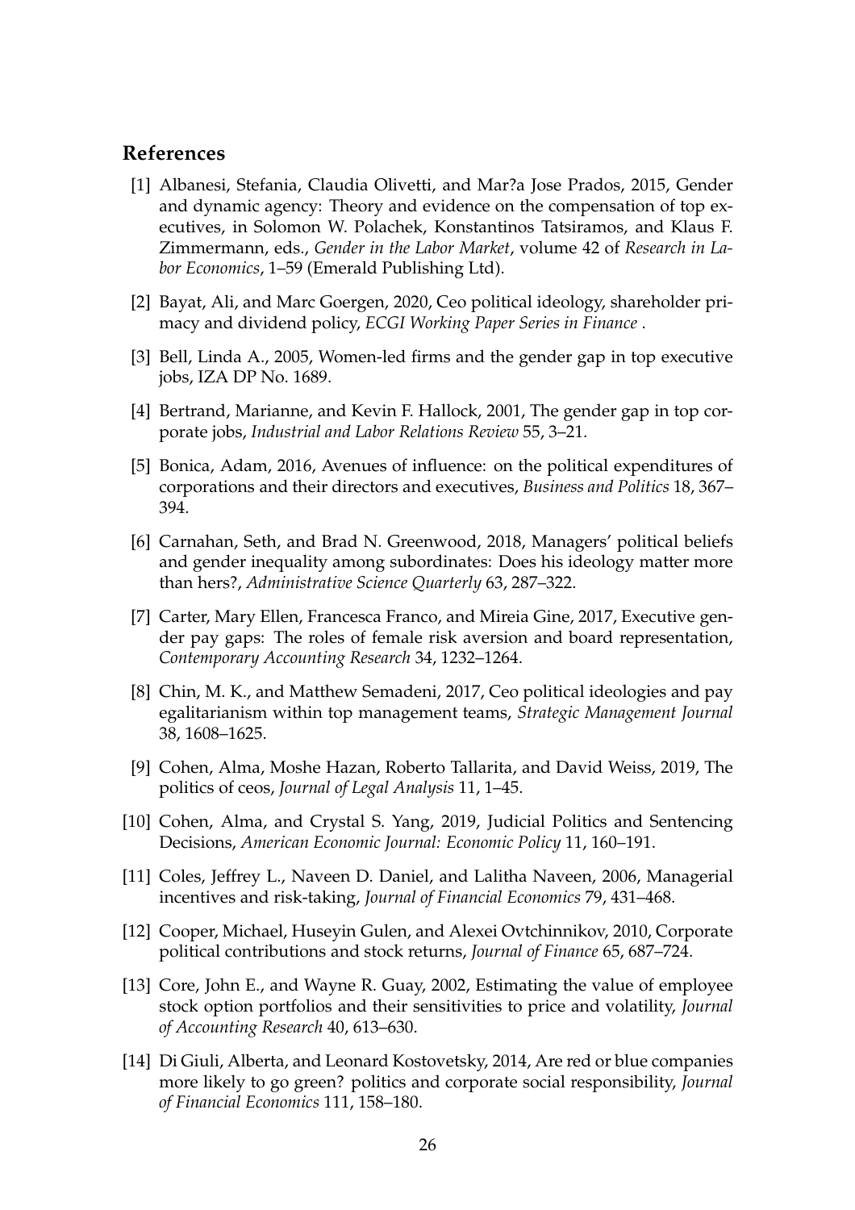## References

[1] Albanesi, Stefania, Claudia Olivetti, and Mar?a Jose Prados, 2015, Gender and dynamic agency: Theory and evidence on the compensation of top executives, in Solomon W. Polachek, Konstantinos Tatsiramos, and Klaus F. Zimmermann, eds., *Gender in the Labor Market*, volume 42 of *Research in Labor Economics*, 1–59 (Emerald Publishing Ltd).

[2] Bayat, Ali, and Marc Goergen, 2020, Ceo political ideology, shareholder primacy and dividend policy, *ECGI Working Paper Series in Finance* .

[3] Bell, Linda A., 2005, Women-led firms and the gender gap in top executive jobs, IZA DP No. 1689.

[4] Bertrand, Marianne, and Kevin F. Hallock, 2001, The gender gap in top corporate jobs, *Industrial and Labor Relations Review* 55, 3–21.

[5] Bonica, Adam, 2016, Avenues of influence: on the political expenditures of corporations and their directors and executives, *Business and Politics* 18, 367–394.

[6] Carnahan, Seth, and Brad N. Greenwood, 2018, Managers' political beliefs and gender inequality among subordinates: Does his ideology matter more than hers?, *Administrative Science Quarterly* 63, 287–322.

[7] Carter, Mary Ellen, Francesca Franco, and Mireia Gine, 2017, Executive gender pay gaps: The roles of female risk aversion and board representation, *Contemporary Accounting Research* 34, 1232–1264.

[8] Chin, M. K., and Matthew Semadeni, 2017, Ceo political ideologies and pay egalitarianism within top management teams, *Strategic Management Journal* 38, 1608–1625.

[9] Cohen, Alma, Moshe Hazan, Roberto Tallarita, and David Weiss, 2019, The politics of ceos, *Journal of Legal Analysis* 11, 1–45.

[10] Cohen, Alma, and Crystal S. Yang, 2019, Judicial Politics and Sentencing Decisions, *American Economic Journal: Economic Policy* 11, 160–191.

[11] Coles, Jeffrey L., Naveen D. Daniel, and Lalitha Naveen, 2006, Managerial incentives and risk-taking, *Journal of Financial Economics* 79, 431–468.

[12] Cooper, Michael, Huseyin Gulen, and Alexei Ovtchinnikov, 2010, Corporate political contributions and stock returns, *Journal of Finance* 65, 687–724.

[13] Core, John E., and Wayne R. Guay, 2002, Estimating the value of employee stock option portfolios and their sensitivities to price and volatility, *Journal of Accounting Research* 40, 613–630.

[14] Di Giuli, Alberta, and Leonard Kostovetsky, 2014, Are red or blue companies more likely to go green? politics and corporate social responsibility, *Journal of Financial Economics* 111, 158–180.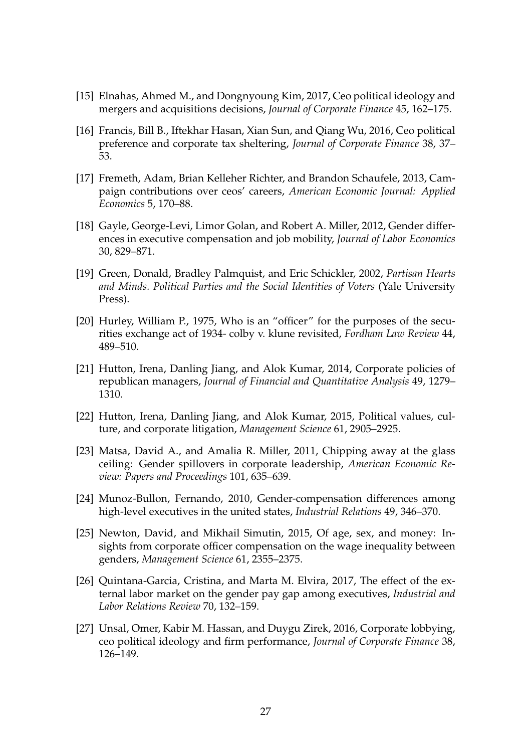[15] Elnahas, Ahmed M., and Dongnyoung Kim, 2017, Ceo political ideology and mergers and acquisitions decisions, *Journal of Corporate Finance* 45, 162–175.

[16] Francis, Bill B., Iftekhar Hasan, Xian Sun, and Qiang Wu, 2016, Ceo political preference and corporate tax sheltering, *Journal of Corporate Finance* 38, 37–53.

[17] Fremeth, Adam, Brian Kelleher Richter, and Brandon Schaufele, 2013, Campaign contributions over ceos' careers, *American Economic Journal: Applied Economics* 5, 170–88.

[18] Gayle, George-Levi, Limor Golan, and Robert A. Miller, 2012, Gender differences in executive compensation and job mobility, *Journal of Labor Economics* 30, 829–871.

[19] Green, Donald, Bradley Palmquist, and Eric Schickler, 2002, *Partisan Hearts and Minds. Political Parties and the Social Identities of Voters* (Yale University Press).

[20] Hurley, William P., 1975, Who is an "officer" for the purposes of the securities exchange act of 1934- colby v. klune revisited, *Fordham Law Review* 44, 489–510.

[21] Hutton, Irena, Danling Jiang, and Alok Kumar, 2014, Corporate policies of republican managers, *Journal of Financial and Quantitative Analysis* 49, 1279–1310.

[22] Hutton, Irena, Danling Jiang, and Alok Kumar, 2015, Political values, culture, and corporate litigation, *Management Science* 61, 2905–2925.

[23] Matsa, David A., and Amalia R. Miller, 2011, Chipping away at the glass ceiling: Gender spillovers in corporate leadership, *American Economic Review: Papers and Proceedings* 101, 635–639.

[24] Munoz-Bullon, Fernando, 2010, Gender-compensation differences among high-level executives in the united states, *Industrial Relations* 49, 346–370.

[25] Newton, David, and Mikhail Simutin, 2015, Of age, sex, and money: Insights from corporate officer compensation on the wage inequality between genders, *Management Science* 61, 2355–2375.

[26] Quintana-Garcia, Cristina, and Marta M. Elvira, 2017, The effect of the external labor market on the gender pay gap among executives, *Industrial and Labor Relations Review* 70, 132–159.

[27] Unsal, Omer, Kabir M. Hassan, and Duygu Zirek, 2016, Corporate lobbying, ceo political ideology and firm performance, *Journal of Corporate Finance* 38, 126–149.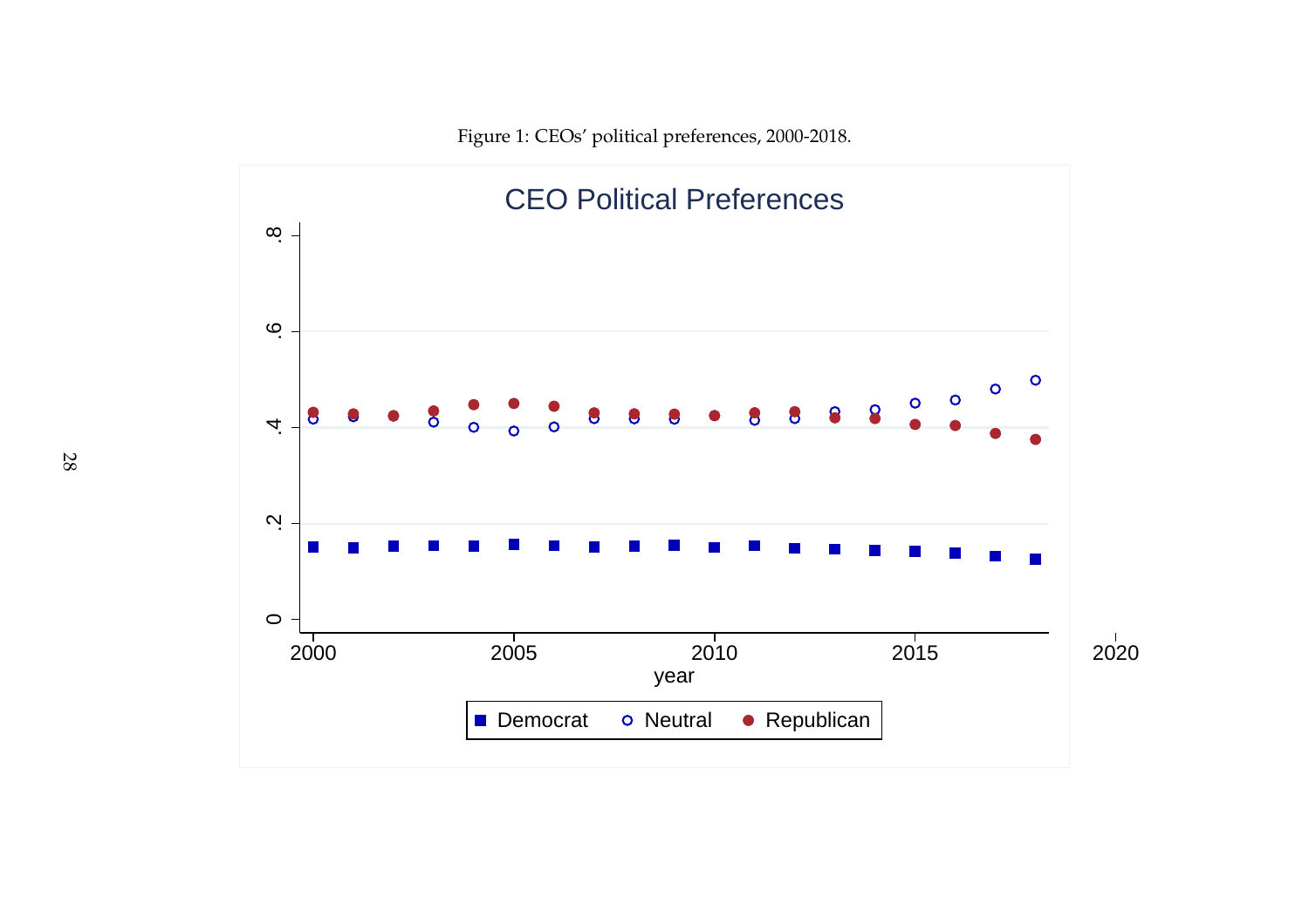Figure 1: CEOs' political preferences, 2000-2018.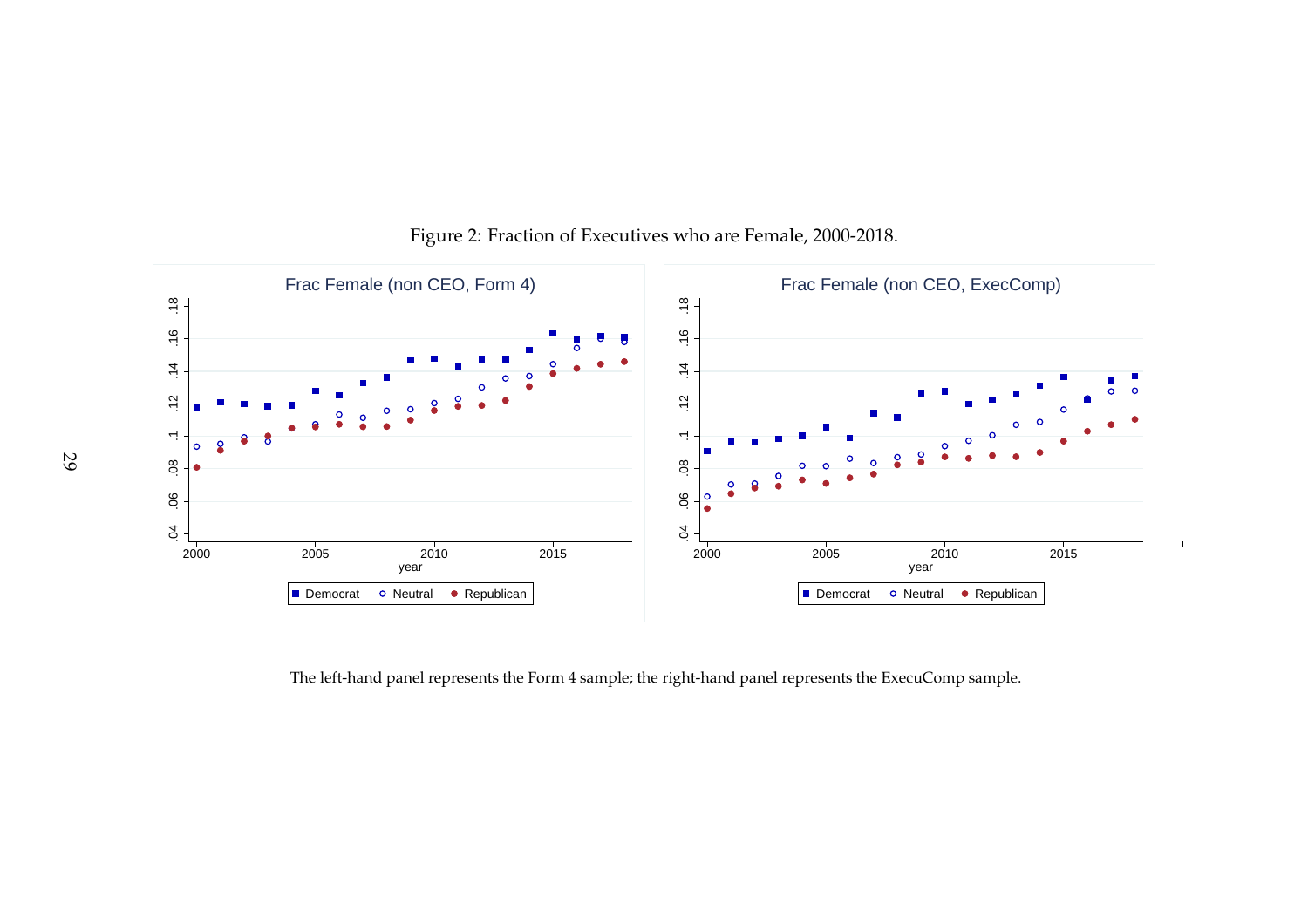Figure 2: Fraction of Executives who are Female, 2000-2018.

The left-hand panel represents the Form 4 sample; the right-hand panel represents the ExecuComp sample.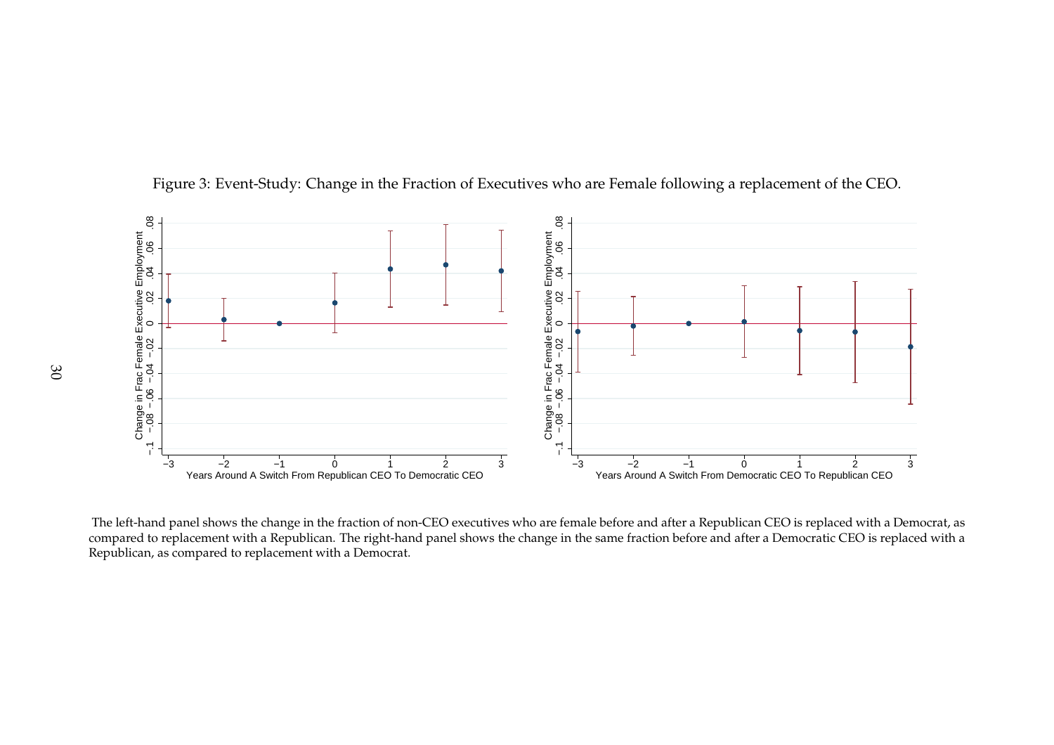Figure 3: Event-Study: Change in the Fraction of Executives who are Female following a replacement of the CEO.

The left-hand panel shows the change in the fraction of non-CEO executives who are female before and after a Republican CEO is replaced with a Democrat, as compared to replacement with a Republican. The right-hand panel shows the change in the same fraction before and after a Democratic CEO is replaced with a Republican, as compared to replacement with a Democrat.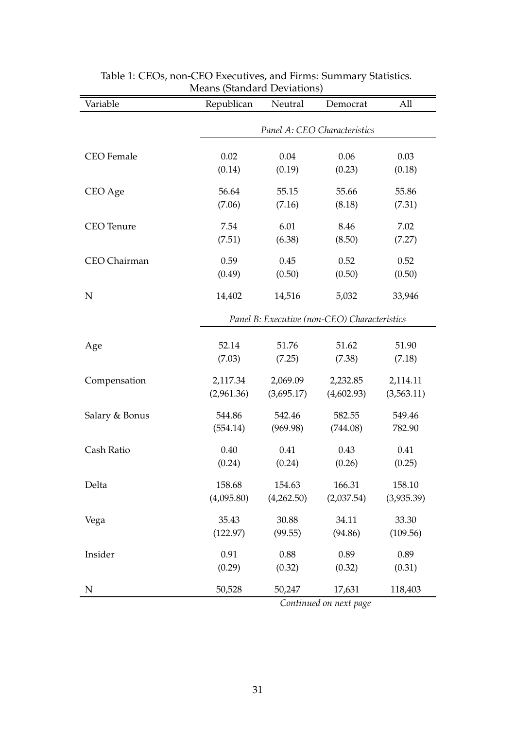Table 1: CEOs, non-CEO Executives, and Firms: Summary Statistics.
Means (Standard Deviations)

| Variable | Republican | Neutral | Democrat | All |
|---|---|---|---|---|
| | *Panel A: CEO Characteristics* | | | |
| CEO Female | 0.02 | 0.04 | 0.06 | 0.03 |
| | (0.14) | (0.19) | (0.23) | (0.18) |
| CEO Age | 56.64 | 55.15 | 55.66 | 55.86 |
| | (7.06) | (7.16) | (8.18) | (7.31) |
| CEO Tenure | 7.54 | 6.01 | 8.46 | 7.02 |
| | (7.51) | (6.38) | (8.50) | (7.27) |
| CEO Chairman | 0.59 | 0.45 | 0.52 | 0.52 |
| | (0.49) | (0.50) | (0.50) | (0.50) |
| N | 14,402 | 14,516 | 5,032 | 33,946 |
| | *Panel B: Executive (non-CEO) Characteristics* | | | |
| Age | 52.14 | 51.76 | 51.62 | 51.90 |
| | (7.03) | (7.25) | (7.38) | (7.18) |
| Compensation | 2,117.34 | 2,069.09 | 2,232.85 | 2,114.11 |
| | (2,961.36) | (3,695.17) | (4,602.93) | (3,563.11) |
| Salary & Bonus | 544.86 | 542.46 | 582.55 | 549.46 |
| | (554.14) | (969.98) | (744.08) | 782.90 |
| Cash Ratio | 0.40 | 0.41 | 0.43 | 0.41 |
| | (0.24) | (0.24) | (0.26) | (0.25) |
| Delta | 158.68 | 154.63 | 166.31 | 158.10 |
| | (4,095.80) | (4,262.50) | (2,037.54) | (3,935.39) |
| Vega | 35.43 | 30.88 | 34.11 | 33.30 |
| | (122.97) | (99.55) | (94.86) | (109.56) |
| Insider | 0.91 | 0.88 | 0.89 | 0.89 |
| | (0.29) | (0.32) | (0.32) | (0.31) |
| N | 50,528 | 50,247 | 17,631 | 118,403 |

*Continued on next page*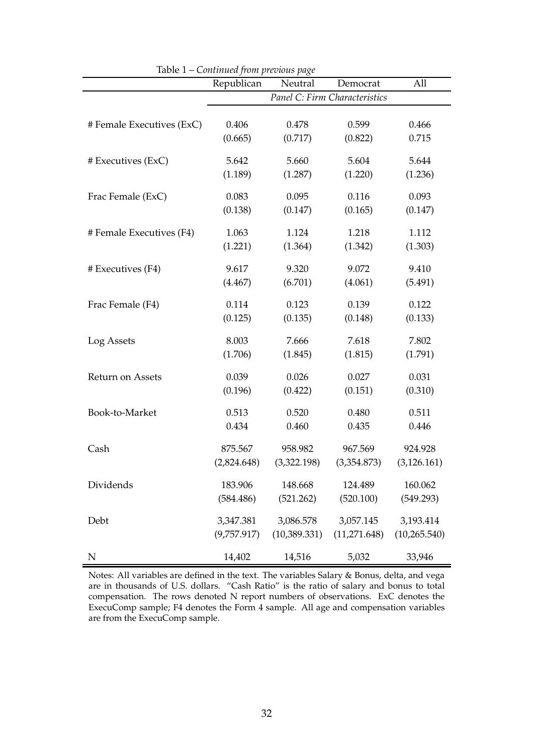Table 1 – *Continued from previous page*

| | Republican | Neutral | Democrat | All |
|---|---|---|---|---|
| | *Panel C: Firm Characteristics* | | | |
| # Female Executives (ExC) | 0.406 | 0.478 | 0.599 | 0.466 |
| | (0.665) | (0.717) | (0.822) | 0.715 |
| # Executives (ExC) | 5.642 | 5.660 | 5.604 | 5.644 |
| | (1.189) | (1.287) | (1.220) | (1.236) |
| Frac Female (ExC) | 0.083 | 0.095 | 0.116 | 0.093 |
| | (0.138) | (0.147) | (0.165) | (0.147) |
| # Female Executives (F4) | 1.063 | 1.124 | 1.218 | 1.112 |
| | (1.221) | (1.364) | (1.342) | (1.303) |
| # Executives (F4) | 9.617 | 9.320 | 9.072 | 9.410 |
| | (4.467) | (6.701) | (4.061) | (5.491) |
| Frac Female (F4) | 0.114 | 0.123 | 0.139 | 0.122 |
| | (0.125) | (0.135) | (0.148) | (0.133) |
| Log Assets | 8.003 | 7.666 | 7.618 | 7.802 |
| | (1.706) | (1.845) | (1.815) | (1.791) |
| Return on Assets | 0.039 | 0.026 | 0.027 | 0.031 |
| | (0.196) | (0.422) | (0.151) | (0.310) |
| Book-to-Market | 0.513 | 0.520 | 0.480 | 0.511 |
| | 0.434 | 0.460 | 0.435 | 0.446 |
| Cash | 875.567 | 958.982 | 967.569 | 924.928 |
| | (2,824.648) | (3,322.198) | (3,354.873) | (3,126.161) |
| Dividends | 183.906 | 148.668 | 124.489 | 160.062 |
| | (584.486) | (521.262) | (520.100) | (549.293) |
| Debt | 3,347.381 | 3,086.578 | 3,057.145 | 3,193.414 |
| | (9,757.917) | (10,389.331) | (11,271.648) | (10,265.540) |
| N | 14,402 | 14,516 | 5,032 | 33,946 |

Notes: All variables are defined in the text. The variables Salary & Bonus, delta, and vega are in thousands of U.S. dollars. "Cash Ratio" is the ratio of salary and bonus to total compensation. The rows denoted N report numbers of observations. ExC denotes the ExecuComp sample; F4 denotes the Form 4 sample. All age and compensation variables are from the ExecuComp sample.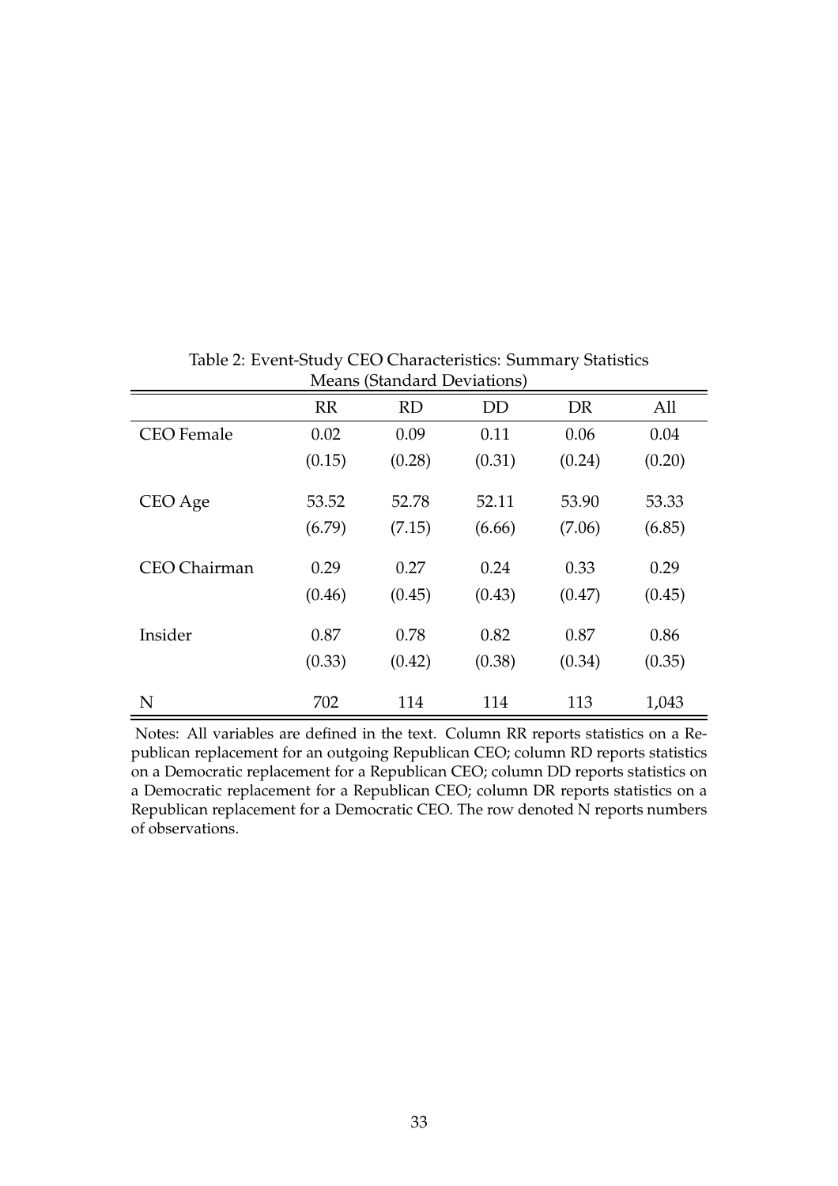Table 2: Event-Study CEO Characteristics: Summary Statistics
Means (Standard Deviations)

| | RR | RD | DD | DR | All |
|---|---|---|---|---|---|
| CEO Female | 0.02 | 0.09 | 0.11 | 0.06 | 0.04 |
| | (0.15) | (0.28) | (0.31) | (0.24) | (0.20) |
| CEO Age | 53.52 | 52.78 | 52.11 | 53.90 | 53.33 |
| | (6.79) | (7.15) | (6.66) | (7.06) | (6.85) |
| CEO Chairman | 0.29 | 0.27 | 0.24 | 0.33 | 0.29 |
| | (0.46) | (0.45) | (0.43) | (0.47) | (0.45) |
| Insider | 0.87 | 0.78 | 0.82 | 0.87 | 0.86 |
| | (0.33) | (0.42) | (0.38) | (0.34) | (0.35) |
| N | 702 | 114 | 114 | 113 | 1,043 |

Notes: All variables are defined in the text. Column RR reports statistics on a Republican replacement for an outgoing Republican CEO; column RD reports statistics on a Democratic replacement for a Republican CEO; column DD reports statistics on a Democratic replacement for a Republican CEO; column DR reports statistics on a Republican replacement for a Democratic CEO. The row denoted N reports numbers of observations.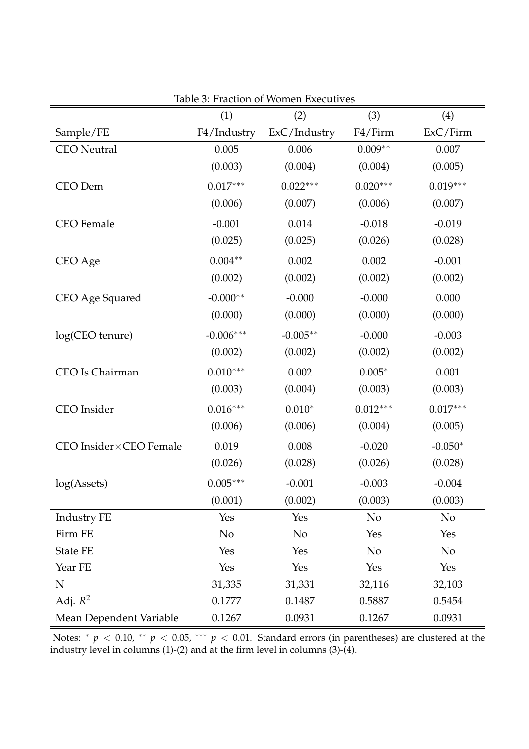Table 3: Fraction of Women Executives

| | (1) | (2) | (3) | (4) |
|---|---|---|---|---|
| Sample/FE | F4/Industry | ExC/Industry | F4/Firm | ExC/Firm |
| CEO Neutral | 0.005 | 0.006 | 0.009** | 0.007 |
| | (0.003) | (0.004) | (0.004) | (0.005) |
| CEO Dem | 0.017*** | 0.022*** | 0.020*** | 0.019*** |
| | (0.006) | (0.007) | (0.006) | (0.007) |
| CEO Female | -0.001 | 0.014 | -0.018 | -0.019 |
| | (0.025) | (0.025) | (0.026) | (0.028) |
| CEO Age | 0.004** | 0.002 | 0.002 | -0.001 |
| | (0.002) | (0.002) | (0.002) | (0.002) |
| CEO Age Squared | -0.000** | -0.000 | -0.000 | 0.000 |
| | (0.000) | (0.000) | (0.000) | (0.000) |
| log(CEO tenure) | -0.006*** | -0.005** | -0.000 | -0.003 |
| | (0.002) | (0.002) | (0.002) | (0.002) |
| CEO Is Chairman | 0.010*** | 0.002 | 0.005* | 0.001 |
| | (0.003) | (0.004) | (0.003) | (0.003) |
| CEO Insider | 0.016*** | 0.010* | 0.012*** | 0.017*** |
| | (0.006) | (0.006) | (0.004) | (0.005) |
| CEO Insider×CEO Female | 0.019 | 0.008 | -0.020 | -0.050* |
| | (0.026) | (0.028) | (0.026) | (0.028) |
| log(Assets) | 0.005*** | -0.001 | -0.003 | -0.004 |
| | (0.001) | (0.002) | (0.003) | (0.003) |
| Industry FE | Yes | Yes | No | No |
| Firm FE | No | No | Yes | Yes |
| State FE | Yes | Yes | No | No |
| Year FE | Yes | Yes | Yes | Yes |
| N | 31,335 | 31,331 | 32,116 | 32,103 |
| Adj. $R^2$ | 0.1777 | 0.1487 | 0.5887 | 0.5454 |
| Mean Dependent Variable | 0.1267 | 0.0931 | 0.1267 | 0.0931 |

Notes: * $p < 0.10$, ** $p < 0.05$, *** $p < 0.01$. Standard errors (in parentheses) are clustered at the industry level in columns (1)-(2) and at the firm level in columns (3)-(4).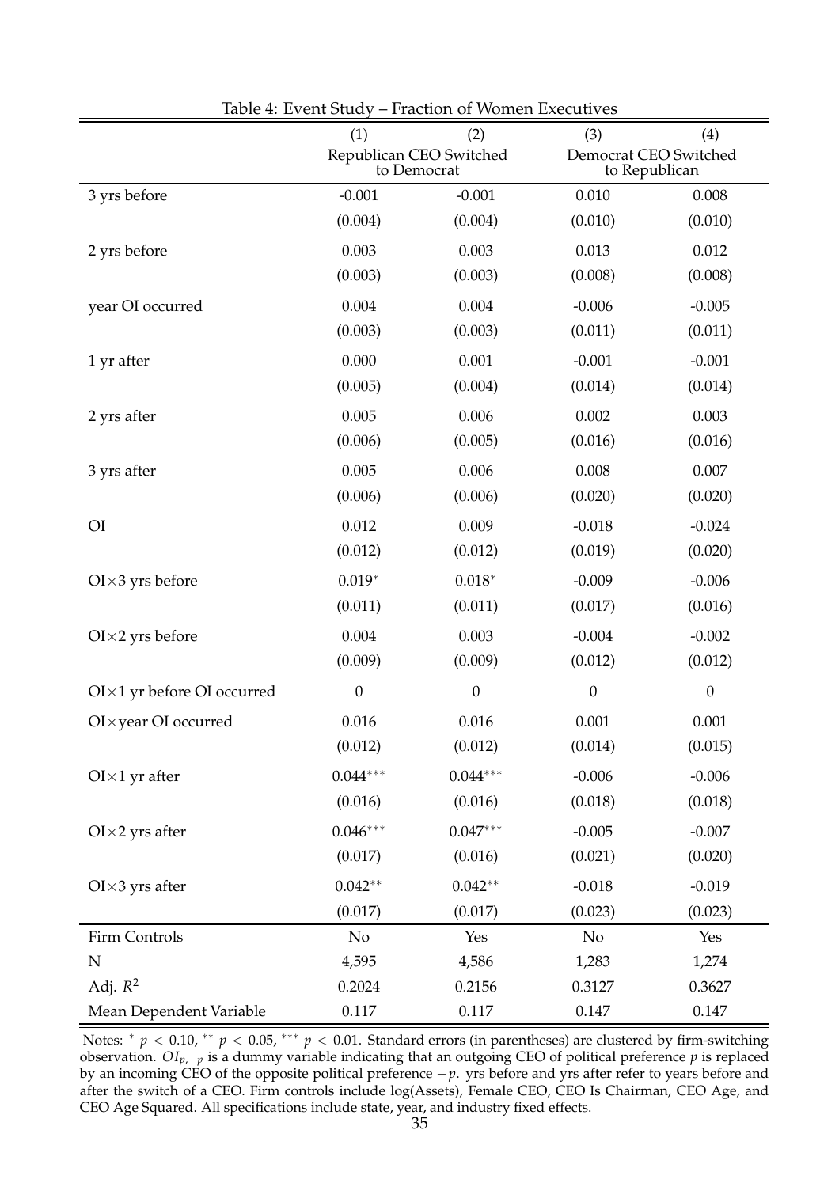Table 4: Event Study – Fraction of Women Executives

| | (1) | (2) | (3) | (4) |
|---|---|---|---|---|
| | Republican CEO Switched to Democrat | | Democrat CEO Switched to Republican | |
| 3 yrs before | -0.001 | -0.001 | 0.010 | 0.008 |
| | (0.004) | (0.004) | (0.010) | (0.010) |
| 2 yrs before | 0.003 | 0.003 | 0.013 | 0.012 |
| | (0.003) | (0.003) | (0.008) | (0.008) |
| year OI occurred | 0.004 | 0.004 | -0.006 | -0.005 |
| | (0.003) | (0.003) | (0.011) | (0.011) |
| 1 yr after | 0.000 | 0.001 | -0.001 | -0.001 |
| | (0.005) | (0.004) | (0.014) | (0.014) |
| 2 yrs after | 0.005 | 0.006 | 0.002 | 0.003 |
| | (0.006) | (0.005) | (0.016) | (0.016) |
| 3 yrs after | 0.005 | 0.006 | 0.008 | 0.007 |
| | (0.006) | (0.006) | (0.020) | (0.020) |
| OI | 0.012 | 0.009 | -0.018 | -0.024 |
| | (0.012) | (0.012) | (0.019) | (0.020) |
| OI×3 yrs before | $0.019^{*}$ | $0.018^{*}$ | -0.009 | -0.006 |
| | (0.011) | (0.011) | (0.017) | (0.016) |
| OI×2 yrs before | 0.004 | 0.003 | -0.004 | -0.002 |
| | (0.009) | (0.009) | (0.012) | (0.012) |
| OI×1 yr before OI occurred | 0 | 0 | 0 | 0 |
| OI×year OI occurred | 0.016 | 0.016 | 0.001 | 0.001 |
| | (0.012) | (0.012) | (0.014) | (0.015) |
| OI×1 yr after | $0.044^{***}$ | $0.044^{***}$ | -0.006 | -0.006 |
| | (0.016) | (0.016) | (0.018) | (0.018) |
| OI×2 yrs after | $0.046^{***}$ | $0.047^{***}$ | -0.005 | -0.007 |
| | (0.017) | (0.016) | (0.021) | (0.020) |
| OI×3 yrs after | $0.042^{**}$ | $0.042^{**}$ | -0.018 | -0.019 |
| | (0.017) | (0.017) | (0.023) | (0.023) |
| Firm Controls | No | Yes | No | Yes |
| N | 4,595 | 4,586 | 1,283 | 1,274 |
| Adj. $R^2$ | 0.2024 | 0.2156 | 0.3127 | 0.3627 |
| Mean Dependent Variable | 0.117 | 0.117 | 0.147 | 0.147 |

Notes: $^{*}$ $p < 0.10$, $^{**}$ $p < 0.05$, $^{***}$ $p < 0.01$. Standard errors (in parentheses) are clustered by firm-switching observation. $OI_{p,-p}$ is a dummy variable indicating that an outgoing CEO of political preference $p$ is replaced by an incoming CEO of the opposite political preference $-p$. yrs before and yrs after refer to years before and after the switch of a CEO. Firm controls include log(Assets), Female CEO, CEO Is Chairman, CEO Age, and CEO Age Squared. All specifications include state, year, and industry fixed effects.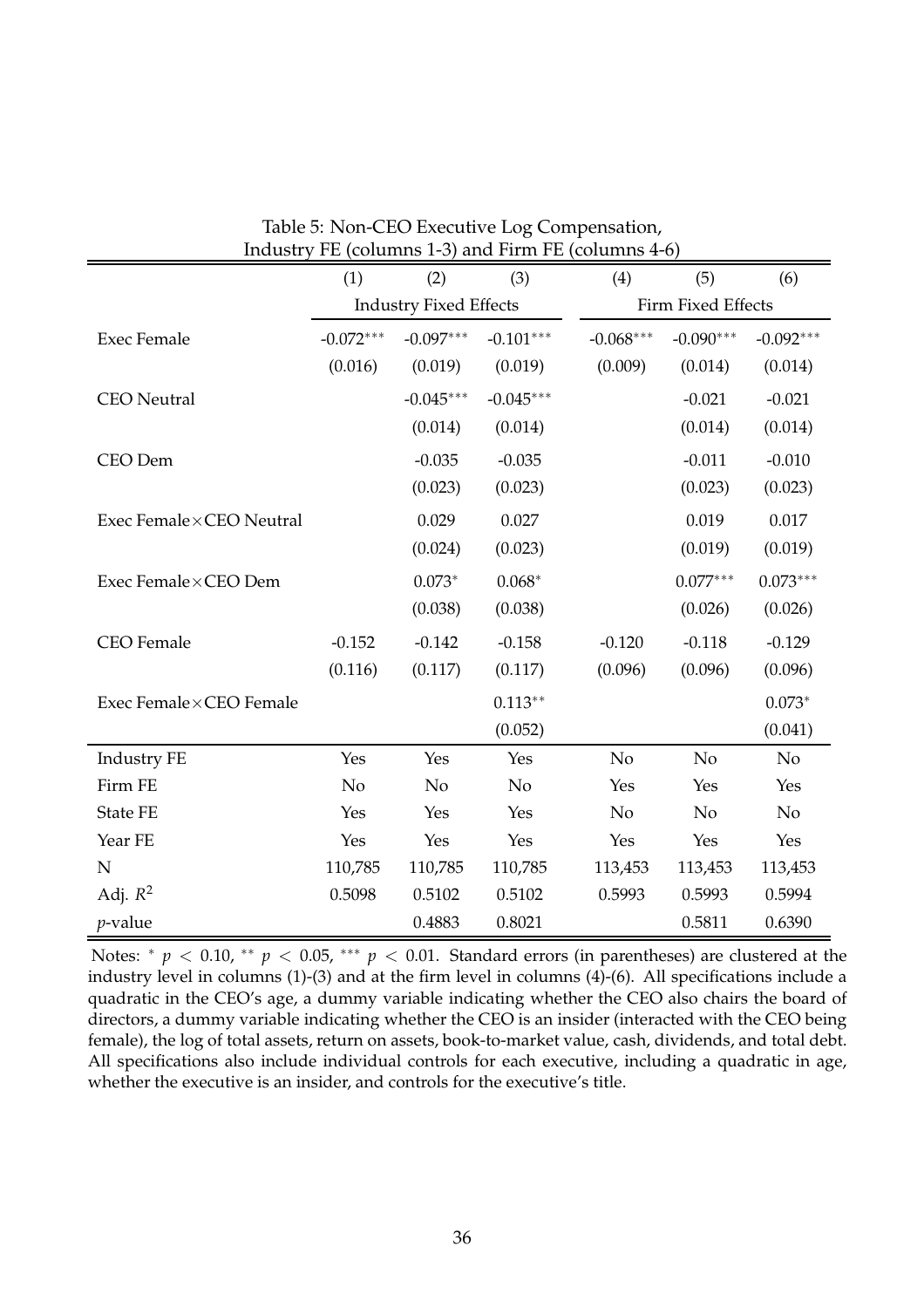Table 5: Non-CEO Executive Log Compensation, Industry FE (columns 1-3) and Firm FE (columns 4-6)

| | (1) | (2) | (3) | (4) | (5) | (6) |
|---|---|---|---|---|---|---|
| | Industry Fixed Effects | | | Firm Fixed Effects | | |
| Exec Female | -0.072*** | -0.097*** | -0.101*** | -0.068*** | -0.090*** | -0.092*** |
| | (0.016) | (0.019) | (0.019) | (0.009) | (0.014) | (0.014) |
| CEO Neutral | | -0.045*** | -0.045*** | | -0.021 | -0.021 |
| | | (0.014) | (0.014) | | (0.014) | (0.014) |
| CEO Dem | | -0.035 | -0.035 | | -0.011 | -0.010 |
| | | (0.023) | (0.023) | | (0.023) | (0.023) |
| Exec Female×CEO Neutral | | 0.029 | 0.027 | | 0.019 | 0.017 |
| | | (0.024) | (0.023) | | (0.019) | (0.019) |
| Exec Female×CEO Dem | | 0.073* | 0.068* | | 0.077*** | 0.073*** |
| | | (0.038) | (0.038) | | (0.026) | (0.026) |
| CEO Female | -0.152 | -0.142 | -0.158 | -0.120 | -0.118 | -0.129 |
| | (0.116) | (0.117) | (0.117) | (0.096) | (0.096) | (0.096) |
| Exec Female×CEO Female | | | 0.113** | | | 0.073* |
| | | | (0.052) | | | (0.041) |
| Industry FE | Yes | Yes | Yes | No | No | No |
| Firm FE | No | No | No | Yes | Yes | Yes |
| State FE | Yes | Yes | Yes | No | No | No |
| Year FE | Yes | Yes | Yes | Yes | Yes | Yes |
| N | 110,785 | 110,785 | 110,785 | 113,453 | 113,453 | 113,453 |
| Adj. $R^2$ | 0.5098 | 0.5102 | 0.5102 | 0.5993 | 0.5993 | 0.5994 |
| $p$-value | | 0.4883 | 0.8021 | | 0.5811 | 0.6390 |

Notes: * $p < 0.10$, ** $p < 0.05$, *** $p < 0.01$. Standard errors (in parentheses) are clustered at the industry level in columns (1)-(3) and at the firm level in columns (4)-(6). All specifications include a quadratic in the CEO's age, a dummy variable indicating whether the CEO also chairs the board of directors, a dummy variable indicating whether the CEO is an insider (interacted with the CEO being female), the log of total assets, return on assets, book-to-market value, cash, dividends, and total debt. All specifications also include individual controls for each executive, including a quadratic in age, whether the executive is an insider, and controls for the executive's title.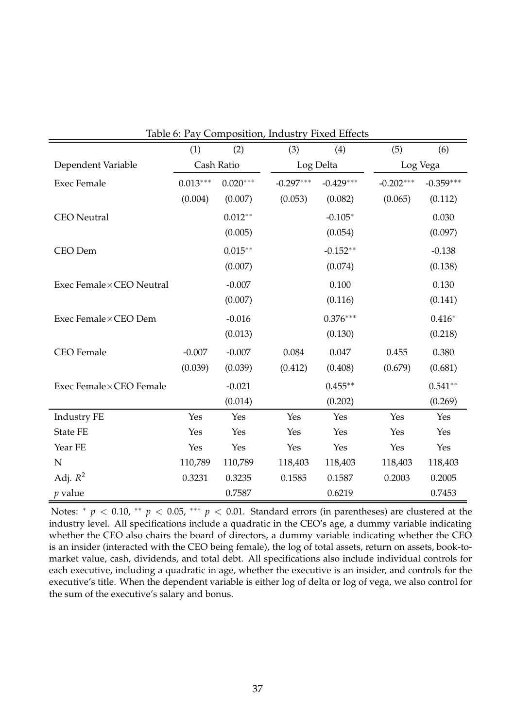Table 6: Pay Composition, Industry Fixed Effects

| | (1) | (2) | (3) | (4) | (5) | (6) |
|---|---|---|---|---|---|---|
| Dependent Variable | Cash Ratio | | Log Delta | | Log Vega | |
| Exec Female | $0.013^{***}$ | $0.020^{***}$ | $-0.297^{***}$ | $-0.429^{***}$ | $-0.202^{***}$ | $-0.359^{***}$ |
| | (0.004) | (0.007) | (0.053) | (0.082) | (0.065) | (0.112) |
| CEO Neutral | | $0.012^{**}$ | | $-0.105^{*}$ | | 0.030 |
| | | (0.005) | | (0.054) | | (0.097) |
| CEO Dem | | $0.015^{**}$ | | $-0.152^{**}$ | | -0.138 |
| | | (0.007) | | (0.074) | | (0.138) |
| Exec Female×CEO Neutral | | -0.007 | | 0.100 | | 0.130 |
| | | (0.007) | | (0.116) | | (0.141) |
| Exec Female×CEO Dem | | -0.016 | | $0.376^{***}$ | | $0.416^{*}$ |
| | | (0.013) | | (0.130) | | (0.218) |
| CEO Female | -0.007 | -0.007 | 0.084 | 0.047 | 0.455 | 0.380 |
| | (0.039) | (0.039) | (0.412) | (0.408) | (0.679) | (0.681) |
| Exec Female×CEO Female | | -0.021 | | $0.455^{**}$ | | $0.541^{**}$ |
| | | (0.014) | | (0.202) | | (0.269) |
| Industry FE | Yes | Yes | Yes | Yes | Yes | Yes |
| State FE | Yes | Yes | Yes | Yes | Yes | Yes |
| Year FE | Yes | Yes | Yes | Yes | Yes | Yes |
| N | 110,789 | 110,789 | 118,403 | 118,403 | 118,403 | 118,403 |
| Adj. $R^2$ | 0.3231 | 0.3235 | 0.1585 | 0.1587 | 0.2003 | 0.2005 |
| $p$ value | | 0.7587 | | 0.6219 | | 0.7453 |

Notes: $^{*}$ $p < 0.10$, $^{**}$ $p < 0.05$, $^{***}$ $p < 0.01$. Standard errors (in parentheses) are clustered at the industry level. All specifications include a quadratic in the CEO's age, a dummy variable indicating whether the CEO also chairs the board of directors, a dummy variable indicating whether the CEO is an insider (interacted with the CEO being female), the log of total assets, return on assets, book-to-market value, cash, dividends, and total debt. All specifications also include individual controls for each executive, including a quadratic in age, whether the executive is an insider, and controls for the executive's title. When the dependent variable is either log of delta or log of vega, we also control for the sum of the executive's salary and bonus.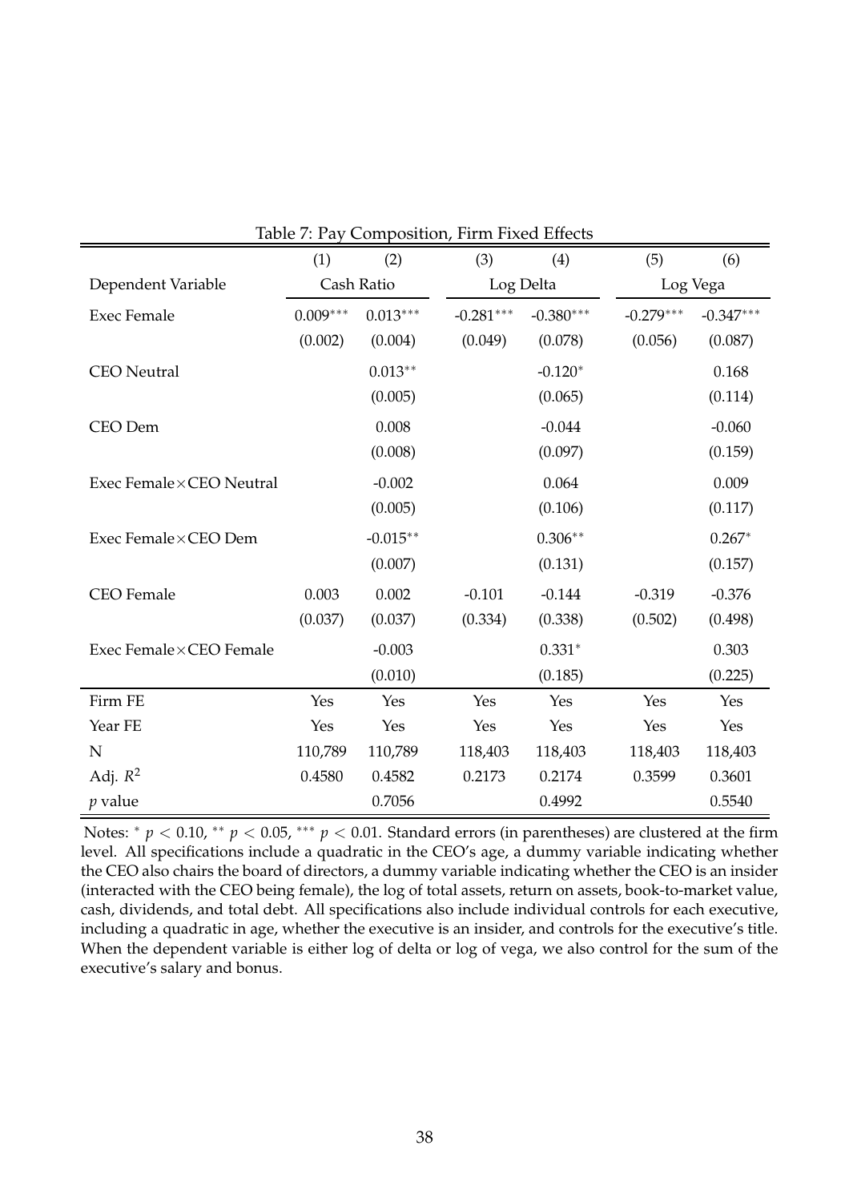Table 7: Pay Composition, Firm Fixed Effects

| | (1) | (2) | (3) | (4) | (5) | (6) |
|---|---|---|---|---|---|---|
| Dependent Variable | Cash Ratio | | Log Delta | | Log Vega | |
| Exec Female | 0.009*** | 0.013*** | -0.281*** | -0.380*** | -0.279*** | -0.347*** |
| | (0.002) | (0.004) | (0.049) | (0.078) | (0.056) | (0.087) |
| CEO Neutral | | 0.013** | | -0.120* | | 0.168 |
| | | (0.005) | | (0.065) | | (0.114) |
| CEO Dem | | 0.008 | | -0.044 | | -0.060 |
| | | (0.008) | | (0.097) | | (0.159) |
| Exec Female×CEO Neutral | | -0.002 | | 0.064 | | 0.009 |
| | | (0.005) | | (0.106) | | (0.117) |
| Exec Female×CEO Dem | | -0.015** | | 0.306** | | 0.267* |
| | | (0.007) | | (0.131) | | (0.157) |
| CEO Female | 0.003 | 0.002 | -0.101 | -0.144 | -0.319 | -0.376 |
| | (0.037) | (0.037) | (0.334) | (0.338) | (0.502) | (0.498) |
| Exec Female×CEO Female | | -0.003 | | 0.331* | | 0.303 |
| | | (0.010) | | (0.185) | | (0.225) |
| Firm FE | Yes | Yes | Yes | Yes | Yes | Yes |
| Year FE | Yes | Yes | Yes | Yes | Yes | Yes |
| N | 110,789 | 110,789 | 118,403 | 118,403 | 118,403 | 118,403 |
| Adj. $R^2$ | 0.4580 | 0.4582 | 0.2173 | 0.2174 | 0.3599 | 0.3601 |
| $p$ value | | 0.7056 | | 0.4992 | | 0.5540 |

Notes: * $p < 0.10$, ** $p < 0.05$, *** $p < 0.01$. Standard errors (in parentheses) are clustered at the firm level. All specifications include a quadratic in the CEO's age, a dummy variable indicating whether the CEO also chairs the board of directors, a dummy variable indicating whether the CEO is an insider (interacted with the CEO being female), the log of total assets, return on assets, book-to-market value, cash, dividends, and total debt. All specifications also include individual controls for each executive, including a quadratic in age, whether the executive is an insider, and controls for the executive's title. When the dependent variable is either log of delta or log of vega, we also control for the sum of the executive's salary and bonus.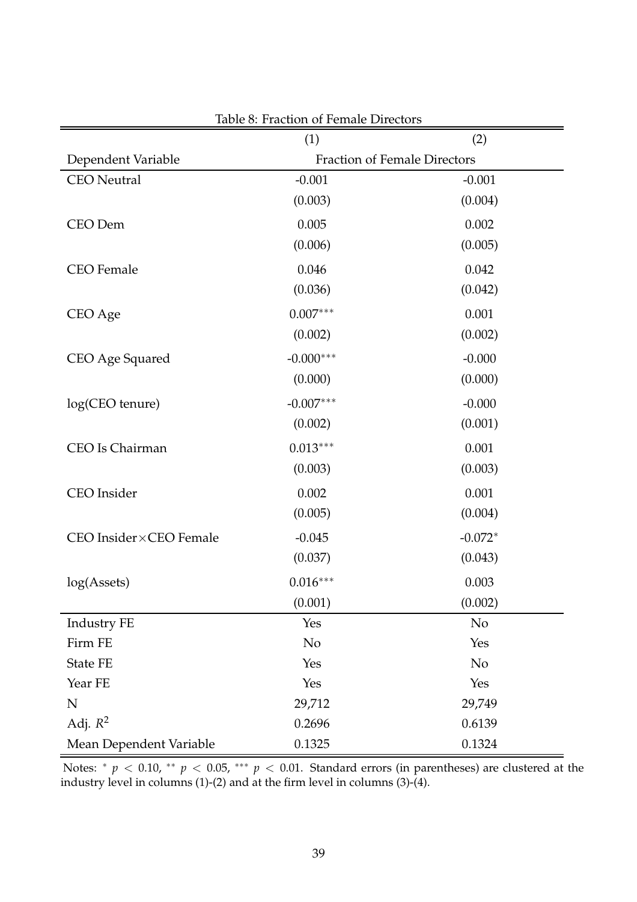Table 8: Fraction of Female Directors

| | (1) | (2) |
|---|---|---|
| Dependent Variable | Fraction of Female Directors | |
| CEO Neutral | -0.001 | -0.001 |
| | (0.003) | (0.004) |
| CEO Dem | 0.005 | 0.002 |
| | (0.006) | (0.005) |
| CEO Female | 0.046 | 0.042 |
| | (0.036) | (0.042) |
| CEO Age | 0.007*** | 0.001 |
| | (0.002) | (0.002) |
| CEO Age Squared | -0.000*** | -0.000 |
| | (0.000) | (0.000) |
| log(CEO tenure) | -0.007*** | -0.000 |
| | (0.002) | (0.001) |
| CEO Is Chairman | 0.013*** | 0.001 |
| | (0.003) | (0.003) |
| CEO Insider | 0.002 | 0.001 |
| | (0.005) | (0.004) |
| CEO Insider×CEO Female | -0.045 | -0.072* |
| | (0.037) | (0.043) |
| log(Assets) | 0.016*** | 0.003 |
| | (0.001) | (0.002) |
| Industry FE | Yes | No |
| Firm FE | No | Yes |
| State FE | Yes | No |
| Year FE | Yes | Yes |
| N | 29,712 | 29,749 |
| Adj. $R^2$ | 0.2696 | 0.6139 |
| Mean Dependent Variable | 0.1325 | 0.1324 |

Notes: * $p < 0.10$, ** $p < 0.05$, *** $p < 0.01$. Standard errors (in parentheses) are clustered at the industry level in columns (1)-(2) and at the firm level in columns (3)-(4).